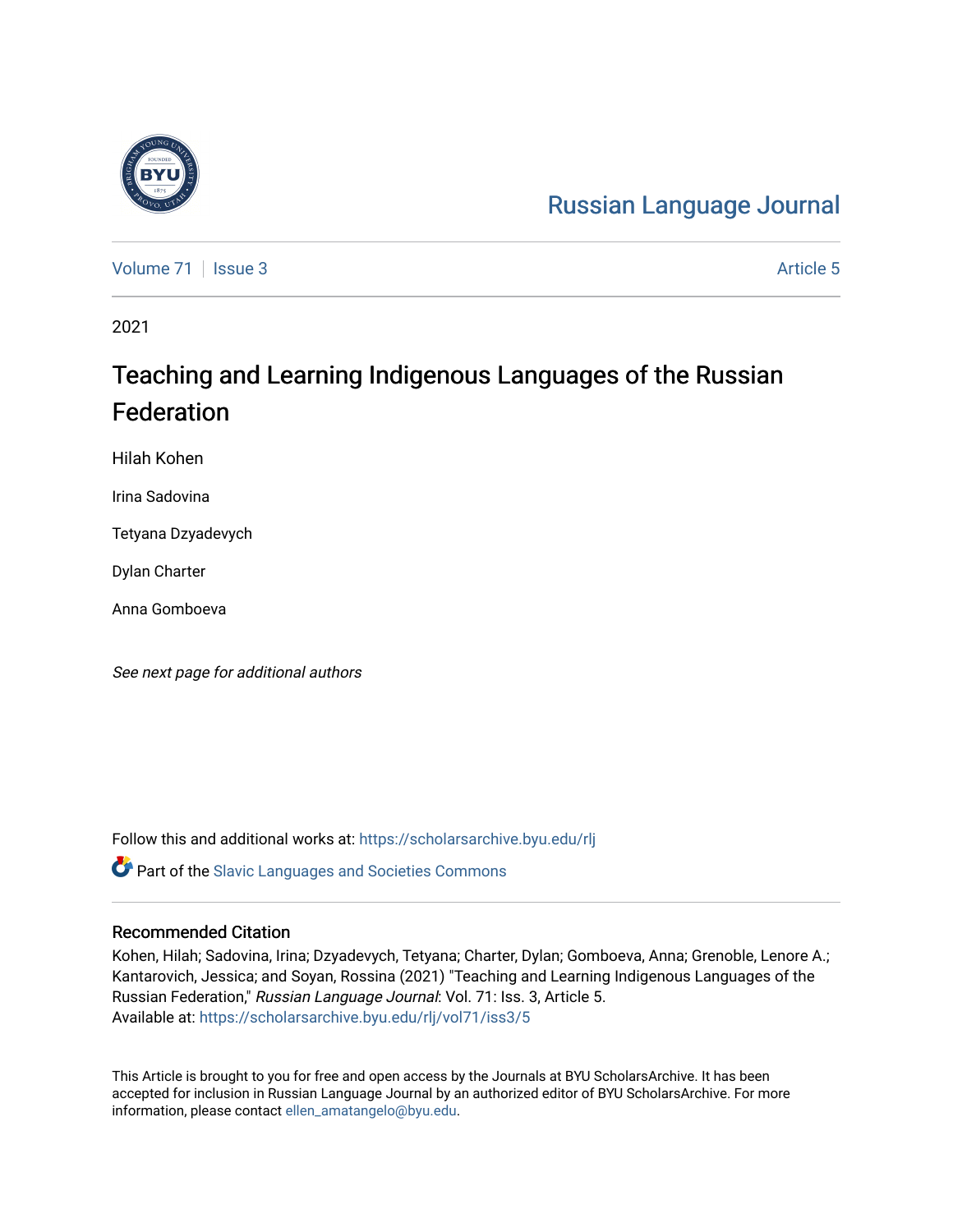Russian Language Journal

Volume 71 | Issue 3 | Article 5

2021

# Teaching and Learning Indigenous Languages of the Russian Federation

Hilah Kohen

Irina Sadovina

Tetyana Dzyadevych

Dylan Charter

Anna Gomboeva

*See next page for additional authors*

Follow this and additional works at: https://scholarsarchive.byu.edu/rlj

Part of the Slavic Languages and Societies Commons

## Recommended Citation

Kohen, Hilah; Sadovina, Irina; Dzyadevych, Tetyana; Charter, Dylan; Gomboeva, Anna; Grenoble, Lenore A.; Kantarovich, Jessica; and Soyan, Rossina (2021) "Teaching and Learning Indigenous Languages of the Russian Federation," *Russian Language Journal*: Vol. 71: Iss. 3, Article 5.
Available at: https://scholarsarchive.byu.edu/rlj/vol71/iss3/5

This Article is brought to you for free and open access by the Journals at BYU ScholarsArchive. It has been accepted for inclusion in Russian Language Journal by an authorized editor of BYU ScholarsArchive. For more information, please contact ellen_amatangelo@byu.edu.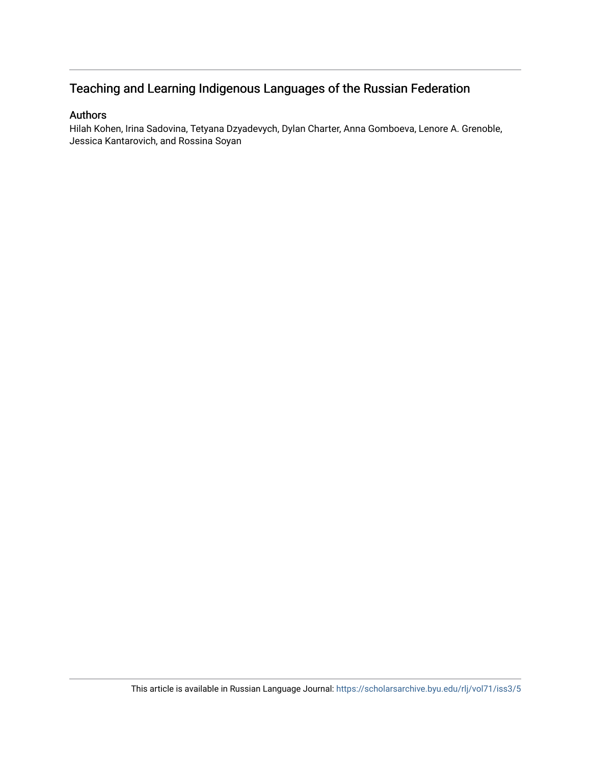## Teaching and Learning Indigenous Languages of the Russian Federation

### Authors

Hilah Kohen, Irina Sadovina, Tetyana Dzyadevych, Dylan Charter, Anna Gomboeva, Lenore A. Grenoble, Jessica Kantarovich, and Rossina Soyan

This article is available in Russian Language Journal: https://scholarsarchive.byu.edu/rlj/vol71/iss3/5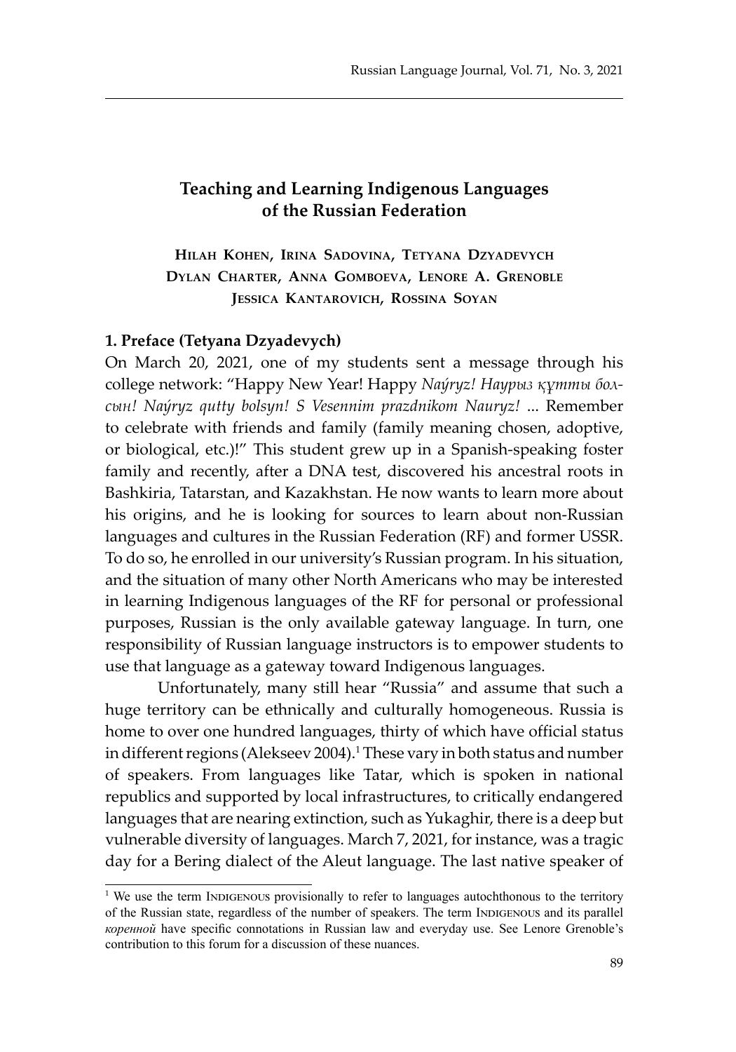# Teaching and Learning Indigenous Languages of the Russian Federation

**Hilah Kohen, Irina Sadovina, Tetyana Dzyadevych Dylan Charter, Anna Gomboeva, Lenore A. Grenoble Jessica Kantarovich, Rossina Soyan**

### 1. Preface (Tetyana Dzyadevych)

On March 20, 2021, one of my students sent a message through his college network: "Happy New Year! Happy *Naýryz! Наурыз құтты болсын! Naýryz qutty bolsyn! S Vesennim prazdnikom Nauryz!* ... Remember to celebrate with friends and family (family meaning chosen, adoptive, or biological, etc.)!" This student grew up in a Spanish-speaking foster family and recently, after a DNA test, discovered his ancestral roots in Bashkiria, Tatarstan, and Kazakhstan. He now wants to learn more about his origins, and he is looking for sources to learn about non-Russian languages and cultures in the Russian Federation (RF) and former USSR. To do so, he enrolled in our university's Russian program. In his situation, and the situation of many other North Americans who may be interested in learning Indigenous languages of the RF for personal or professional purposes, Russian is the only available gateway language. In turn, one responsibility of Russian language instructors is to empower students to use that language as a gateway toward Indigenous languages.

Unfortunately, many still hear "Russia" and assume that such a huge territory can be ethnically and culturally homogeneous. Russia is home to over one hundred languages, thirty of which have official status in different regions (Alekseev 2004).[1] These vary in both status and number of speakers. From languages like Tatar, which is spoken in national republics and supported by local infrastructures, to critically endangered languages that are nearing extinction, such as Yukaghir, there is a deep but vulnerable diversity of languages. March 7, 2021, for instance, was a tragic day for a Bering dialect of the Aleut language. The last native speaker of

[1] We use the term Indigenous provisionally to refer to languages autochthonous to the territory of the Russian state, regardless of the number of speakers. The term Indigenous and its parallel *коренной* have specific connotations in Russian law and everyday use. See Lenore Grenoble's contribution to this forum for a discussion of these nuances.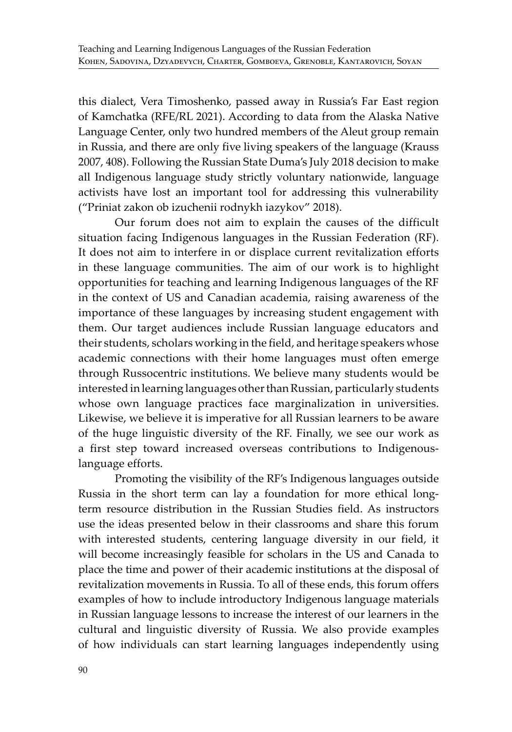this dialect, Vera Timoshenko, passed away in Russia's Far East region of Kamchatka (RFE/RL 2021). According to data from the Alaska Native Language Center, only two hundred members of the Aleut group remain in Russia, and there are only five living speakers of the language (Krauss 2007, 408). Following the Russian State Duma's July 2018 decision to make all Indigenous language study strictly voluntary nationwide, language activists have lost an important tool for addressing this vulnerability ("Priniat zakon ob izuchenii rodnykh iazykov" 2018).

Our forum does not aim to explain the causes of the difficult situation facing Indigenous languages in the Russian Federation (RF). It does not aim to interfere in or displace current revitalization efforts in these language communities. The aim of our work is to highlight opportunities for teaching and learning Indigenous languages of the RF in the context of US and Canadian academia, raising awareness of the importance of these languages by increasing student engagement with them. Our target audiences include Russian language educators and their students, scholars working in the field, and heritage speakers whose academic connections with their home languages must often emerge through Russocentric institutions. We believe many students would be interested in learning languages other than Russian, particularly students whose own language practices face marginalization in universities. Likewise, we believe it is imperative for all Russian learners to be aware of the huge linguistic diversity of the RF. Finally, we see our work as a first step toward increased overseas contributions to Indigenous-language efforts.

Promoting the visibility of the RF's Indigenous languages outside Russia in the short term can lay a foundation for more ethical long-term resource distribution in the Russian Studies field. As instructors use the ideas presented below in their classrooms and share this forum with interested students, centering language diversity in our field, it will become increasingly feasible for scholars in the US and Canada to place the time and power of their academic institutions at the disposal of revitalization movements in Russia. To all of these ends, this forum offers examples of how to include introductory Indigenous language materials in Russian language lessons to increase the interest of our learners in the cultural and linguistic diversity of Russia. We also provide examples of how individuals can start learning languages independently using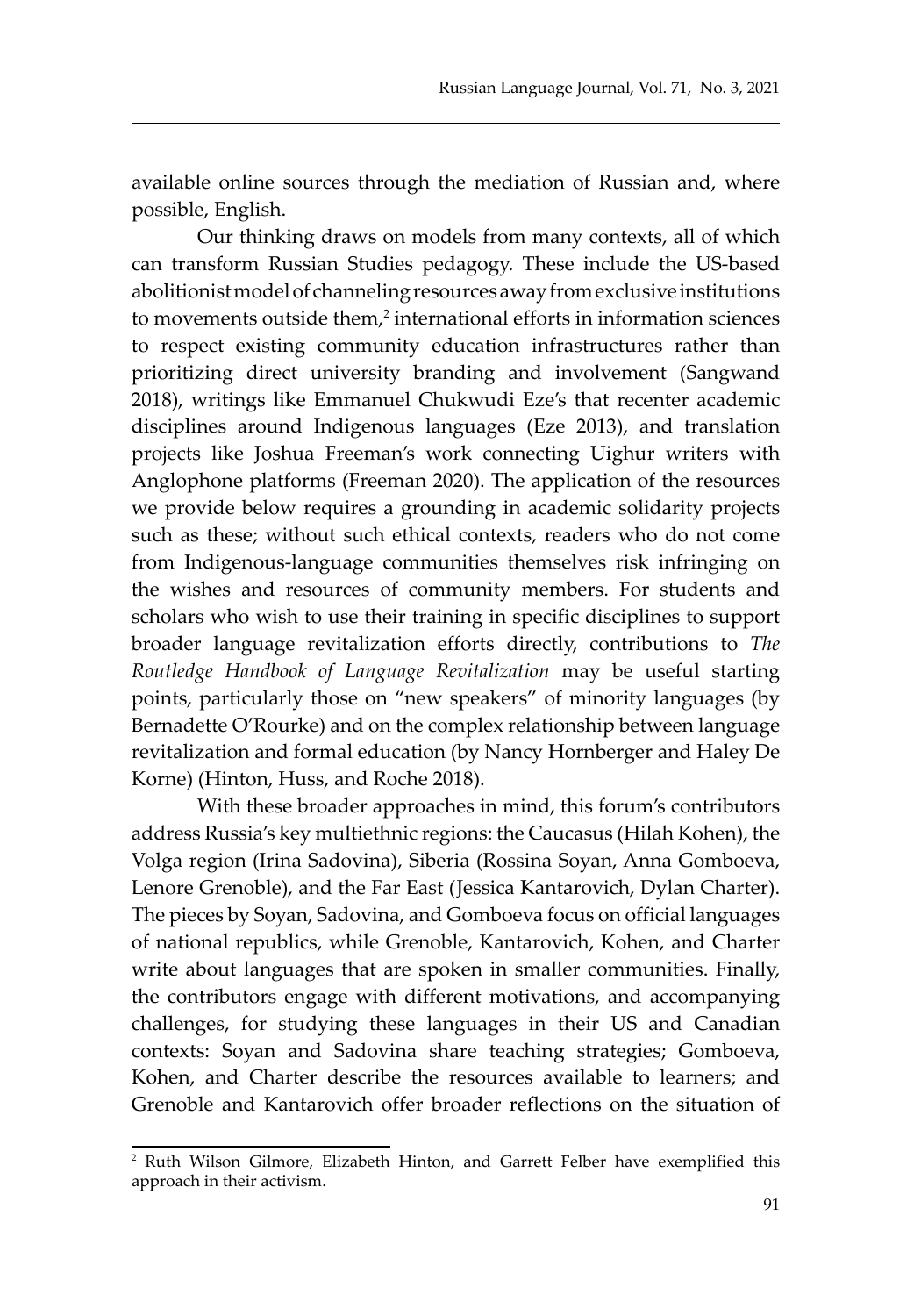available online sources through the mediation of Russian and, where possible, English.

Our thinking draws on models from many contexts, all of which can transform Russian Studies pedagogy. These include the US-based abolitionist model of channeling resources away from exclusive institutions to movements outside them,[2] international efforts in information sciences to respect existing community education infrastructures rather than prioritizing direct university branding and involvement (Sangwand 2018), writings like Emmanuel Chukwudi Eze's that recenter academic disciplines around Indigenous languages (Eze 2013), and translation projects like Joshua Freeman's work connecting Uighur writers with Anglophone platforms (Freeman 2020). The application of the resources we provide below requires a grounding in academic solidarity projects such as these; without such ethical contexts, readers who do not come from Indigenous-language communities themselves risk infringing on the wishes and resources of community members. For students and scholars who wish to use their training in specific disciplines to support broader language revitalization efforts directly, contributions to *The Routledge Handbook of Language Revitalization* may be useful starting points, particularly those on "new speakers" of minority languages (by Bernadette O'Rourke) and on the complex relationship between language revitalization and formal education (by Nancy Hornberger and Haley De Korne) (Hinton, Huss, and Roche 2018).

With these broader approaches in mind, this forum's contributors address Russia's key multiethnic regions: the Caucasus (Hilah Kohen), the Volga region (Irina Sadovina), Siberia (Rossina Soyan, Anna Gomboeva, Lenore Grenoble), and the Far East (Jessica Kantarovich, Dylan Charter). The pieces by Soyan, Sadovina, and Gomboeva focus on official languages of national republics, while Grenoble, Kantarovich, Kohen, and Charter write about languages that are spoken in smaller communities. Finally, the contributors engage with different motivations, and accompanying challenges, for studying these languages in their US and Canadian contexts: Soyan and Sadovina share teaching strategies; Gomboeva, Kohen, and Charter describe the resources available to learners; and Grenoble and Kantarovich offer broader reflections on the situation of

[2] Ruth Wilson Gilmore, Elizabeth Hinton, and Garrett Felber have exemplified this approach in their activism.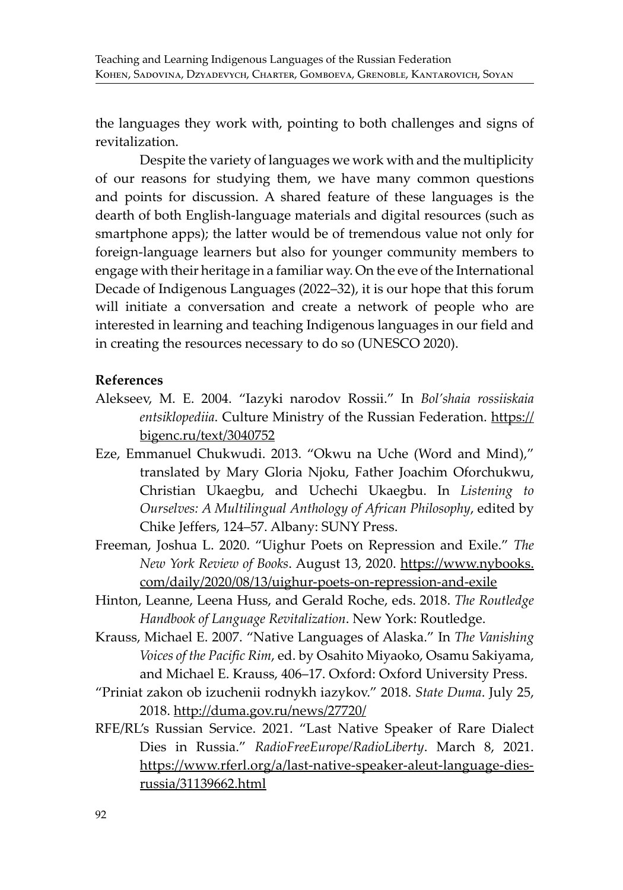the languages they work with, pointing to both challenges and signs of revitalization.

Despite the variety of languages we work with and the multiplicity of our reasons for studying them, we have many common questions and points for discussion. A shared feature of these languages is the dearth of both English-language materials and digital resources (such as smartphone apps); the latter would be of tremendous value not only for foreign-language learners but also for younger community members to engage with their heritage in a familiar way. On the eve of the International Decade of Indigenous Languages (2022–32), it is our hope that this forum will initiate a conversation and create a network of people who are interested in learning and teaching Indigenous languages in our field and in creating the resources necessary to do so (UNESCO 2020).

**References**

Alekseev, M. E. 2004. "Iazyki narodov Rossii." In *Bol'shaia rossiiskaia entsiklopediia*. Culture Ministry of the Russian Federation. https://bigenc.ru/text/3040752

Eze, Emmanuel Chukwudi. 2013. "Okwu na Uche (Word and Mind)," translated by Mary Gloria Njoku, Father Joachim Oforchukwu, Christian Ukaegbu, and Uchechi Ukaegbu. In *Listening to Ourselves: A Multilingual Anthology of African Philosophy*, edited by Chike Jeffers, 124–57. Albany: SUNY Press.

Freeman, Joshua L. 2020. "Uighur Poets on Repression and Exile." *The New York Review of Books*. August 13, 2020. https://www.nybooks.com/daily/2020/08/13/uighur-poets-on-repression-and-exile

Hinton, Leanne, Leena Huss, and Gerald Roche, eds. 2018. *The Routledge Handbook of Language Revitalization*. New York: Routledge.

Krauss, Michael E. 2007. "Native Languages of Alaska." In *The Vanishing Voices of the Pacific Rim*, ed. by Osahito Miyaoko, Osamu Sakiyama, and Michael E. Krauss, 406–17. Oxford: Oxford University Press.

"Priniat zakon ob izuchenii rodnykh iazykov." 2018. *State Duma*. July 25, 2018. http://duma.gov.ru/news/27720/

RFE/RL's Russian Service. 2021. "Last Native Speaker of Rare Dialect Dies in Russia." *RadioFreeEurope/RadioLiberty*. March 8, 2021. https://www.rferl.org/a/last-native-speaker-aleut-language-dies-russia/31139662.html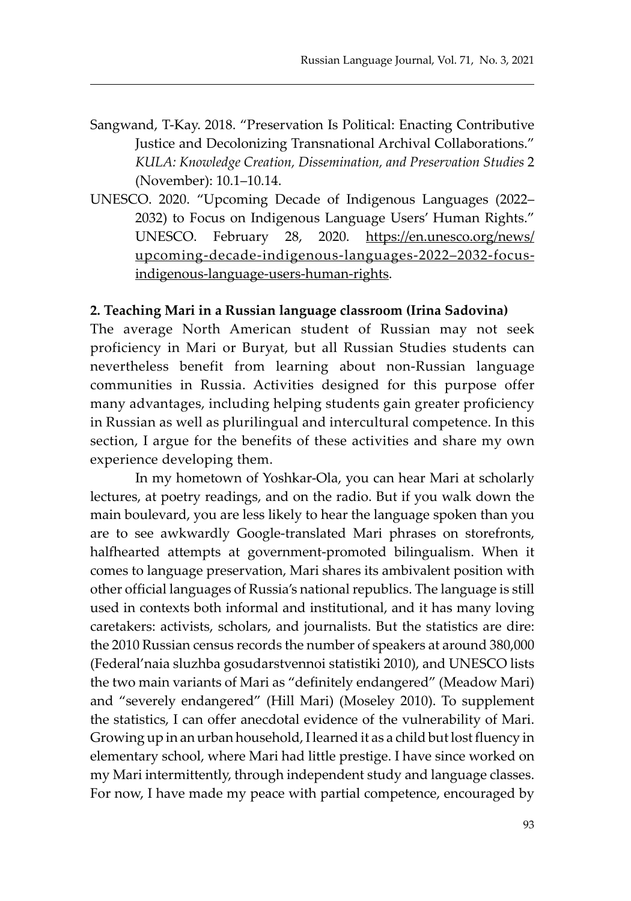Sangwand, T-Kay. 2018. "Preservation Is Political: Enacting Contributive Justice and Decolonizing Transnational Archival Collaborations." *KULA: Knowledge Creation, Dissemination, and Preservation Studies* 2 (November): 10.1–10.14.

UNESCO. 2020. "Upcoming Decade of Indigenous Languages (2022–2032) to Focus on Indigenous Language Users' Human Rights." UNESCO. February 28, 2020. https://en.unesco.org/news/upcoming-decade-indigenous-languages-2022–2032-focus-indigenous-language-users-human-rights.

**2. Teaching Mari in a Russian language classroom (Irina Sadovina)**

The average North American student of Russian may not seek proficiency in Mari or Buryat, but all Russian Studies students can nevertheless benefit from learning about non-Russian language communities in Russia. Activities designed for this purpose offer many advantages, including helping students gain greater proficiency in Russian as well as plurilingual and intercultural competence. In this section, I argue for the benefits of these activities and share my own experience developing them.

In my hometown of Yoshkar-Ola, you can hear Mari at scholarly lectures, at poetry readings, and on the radio. But if you walk down the main boulevard, you are less likely to hear the language spoken than you are to see awkwardly Google-translated Mari phrases on storefronts, halfhearted attempts at government-promoted bilingualism. When it comes to language preservation, Mari shares its ambivalent position with other official languages of Russia's national republics. The language is still used in contexts both informal and institutional, and it has many loving caretakers: activists, scholars, and journalists. But the statistics are dire: the 2010 Russian census records the number of speakers at around 380,000 (Federal'naia sluzhba gosudarstvennoi statistiki 2010), and UNESCO lists the two main variants of Mari as "definitely endangered" (Meadow Mari) and "severely endangered" (Hill Mari) (Moseley 2010). To supplement the statistics, I can offer anecdotal evidence of the vulnerability of Mari. Growing up in an urban household, I learned it as a child but lost fluency in elementary school, where Mari had little prestige. I have since worked on my Mari intermittently, through independent study and language classes. For now, I have made my peace with partial competence, encouraged by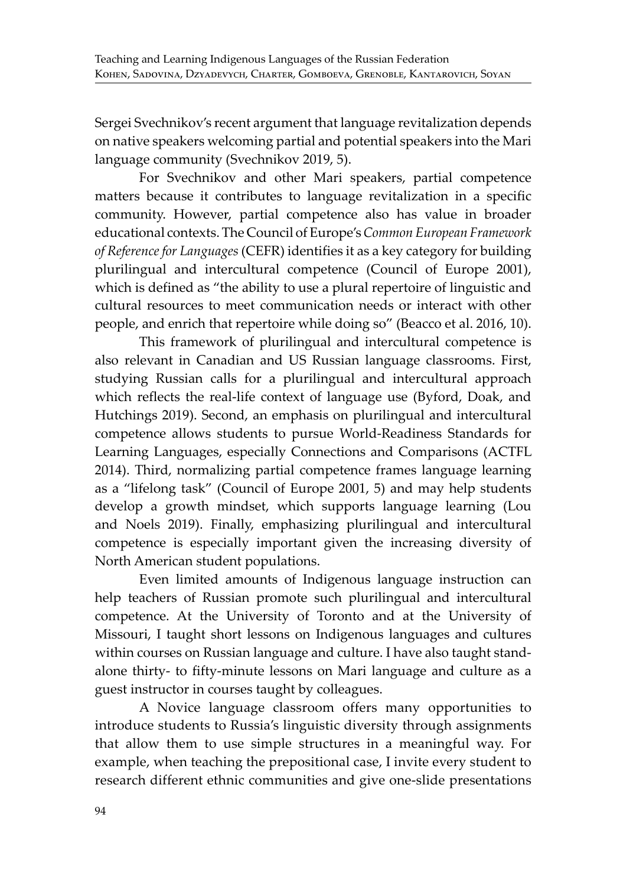Sergei Svechnikov's recent argument that language revitalization depends on native speakers welcoming partial and potential speakers into the Mari language community (Svechnikov 2019, 5).

For Svechnikov and other Mari speakers, partial competence matters because it contributes to language revitalization in a specific community. However, partial competence also has value in broader educational contexts. The Council of Europe's *Common European Framework of Reference for Languages* (CEFR) identifies it as a key category for building plurilingual and intercultural competence (Council of Europe 2001), which is defined as "the ability to use a plural repertoire of linguistic and cultural resources to meet communication needs or interact with other people, and enrich that repertoire while doing so" (Beacco et al. 2016, 10).

This framework of plurilingual and intercultural competence is also relevant in Canadian and US Russian language classrooms. First, studying Russian calls for a plurilingual and intercultural approach which reflects the real-life context of language use (Byford, Doak, and Hutchings 2019). Second, an emphasis on plurilingual and intercultural competence allows students to pursue World-Readiness Standards for Learning Languages, especially Connections and Comparisons (ACTFL 2014). Third, normalizing partial competence frames language learning as a "lifelong task" (Council of Europe 2001, 5) and may help students develop a growth mindset, which supports language learning (Lou and Noels 2019). Finally, emphasizing plurilingual and intercultural competence is especially important given the increasing diversity of North American student populations.

Even limited amounts of Indigenous language instruction can help teachers of Russian promote such plurilingual and intercultural competence. At the University of Toronto and at the University of Missouri, I taught short lessons on Indigenous languages and cultures within courses on Russian language and culture. I have also taught stand-alone thirty- to fifty-minute lessons on Mari language and culture as a guest instructor in courses taught by colleagues.

A Novice language classroom offers many opportunities to introduce students to Russia's linguistic diversity through assignments that allow them to use simple structures in a meaningful way. For example, when teaching the prepositional case, I invite every student to research different ethnic communities and give one-slide presentations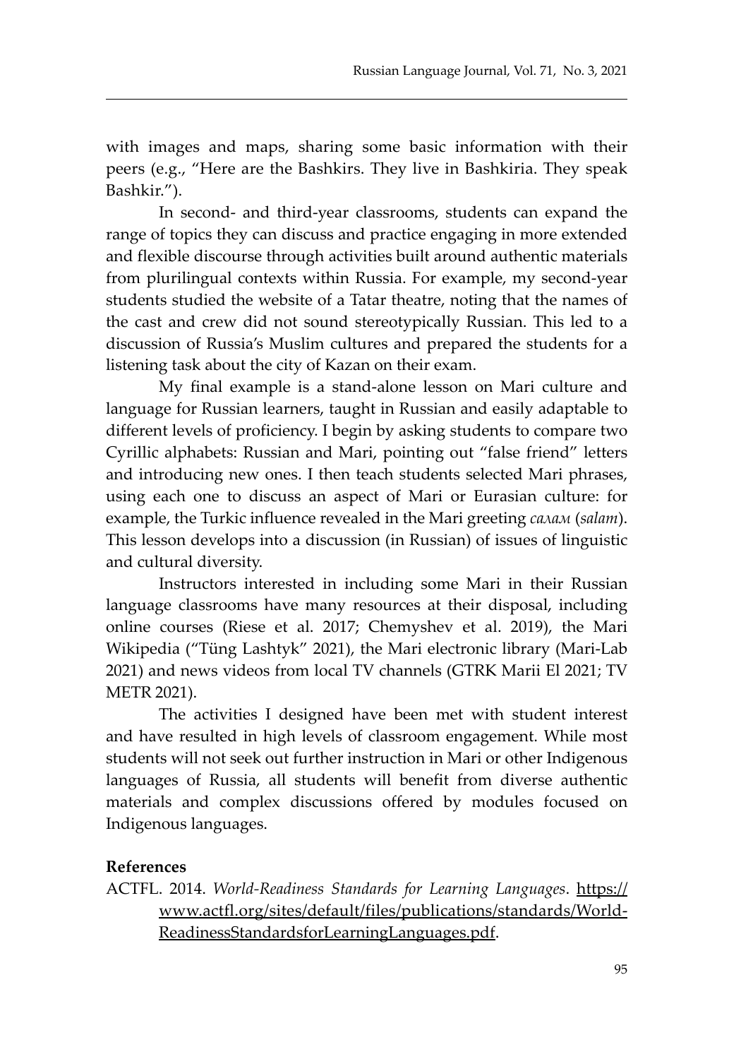with images and maps, sharing some basic information with their peers (e.g., "Here are the Bashkirs. They live in Bashkiria. They speak Bashkir.").

In second- and third-year classrooms, students can expand the range of topics they can discuss and practice engaging in more extended and flexible discourse through activities built around authentic materials from plurilingual contexts within Russia. For example, my second-year students studied the website of a Tatar theatre, noting that the names of the cast and crew did not sound stereotypically Russian. This led to a discussion of Russia's Muslim cultures and prepared the students for a listening task about the city of Kazan on their exam.

My final example is a stand-alone lesson on Mari culture and language for Russian learners, taught in Russian and easily adaptable to different levels of proficiency. I begin by asking students to compare two Cyrillic alphabets: Russian and Mari, pointing out "false friend" letters and introducing new ones. I then teach students selected Mari phrases, using each one to discuss an aspect of Mari or Eurasian culture: for example, the Turkic influence revealed in the Mari greeting *салам* (*salam*). This lesson develops into a discussion (in Russian) of issues of linguistic and cultural diversity.

Instructors interested in including some Mari in their Russian language classrooms have many resources at their disposal, including online courses (Riese et al. 2017; Chemyshev et al. 2019), the Mari Wikipedia ("Tüng Lashtyk" 2021), the Mari electronic library (Mari-Lab 2021) and news videos from local TV channels (GTRK Marii El 2021; TV METR 2021).

The activities I designed have been met with student interest and have resulted in high levels of classroom engagement. While most students will not seek out further instruction in Mari or other Indigenous languages of Russia, all students will benefit from diverse authentic materials and complex discussions offered by modules focused on Indigenous languages.

**References**

ACTFL. 2014. *World-Readiness Standards for Learning Languages*. https://www.actfl.org/sites/default/files/publications/standards/World-ReadinessStandardsforLearningLanguages.pdf.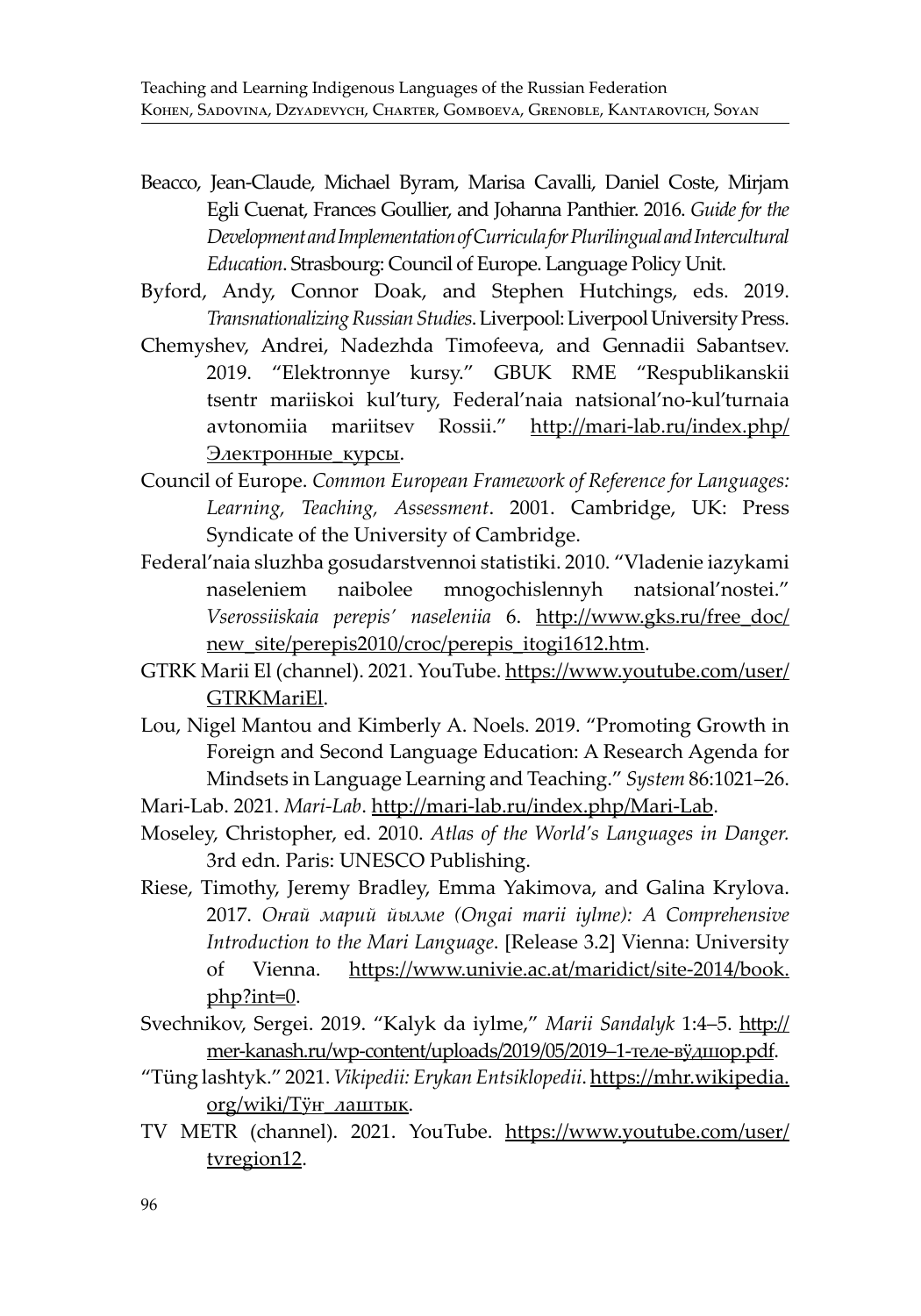Beacco, Jean-Claude, Michael Byram, Marisa Cavalli, Daniel Coste, Mirjam Egli Cuenat, Frances Goullier, and Johanna Panthier. 2016. *Guide for the Development and Implementation of Curricula for Plurilingual and Intercultural Education*. Strasbourg: Council of Europe. Language Policy Unit.

Byford, Andy, Connor Doak, and Stephen Hutchings, eds. 2019. *Transnationalizing Russian Studies*. Liverpool: Liverpool University Press.

Chemyshev, Andrei, Nadezhda Timofeeva, and Gennadii Sabantsev. 2019. "Elektronnye kursy." GBUK RME "Respublikanskii tsentr mariiskoi kul'tury, Federal'naia natsional'no-kul'turnaia avtonomiia mariitsev Rossii." http://mari-lab.ru/index.php/Электронные_курсы.

Council of Europe. *Common European Framework of Reference for Languages: Learning, Teaching, Assessment*. 2001. Cambridge, UK: Press Syndicate of the University of Cambridge.

Federal'naia sluzhba gosudarstvennoi statistiki. 2010. "Vladenie iazykami naseleniem naibolee mnogochislennyh natsional'nostei." *Vserossiiskaia perepis' naseleniia* 6. http://www.gks.ru/free_doc/new_site/perepis2010/croc/perepis_itogi1612.htm.

GTRK Marii El (channel). 2021. YouTube. https://www.youtube.com/user/GTRKMariEl.

Lou, Nigel Mantou and Kimberly A. Noels. 2019. "Promoting Growth in Foreign and Second Language Education: A Research Agenda for Mindsets in Language Learning and Teaching." *System* 86:1021–26.

Mari-Lab. 2021. *Mari-Lab*. http://mari-lab.ru/index.php/Mari-Lab.

Moseley, Christopher, ed. 2010. *Atlas of the World's Languages in Danger.* 3rd edn. Paris: UNESCO Publishing.

Riese, Timothy, Jeremy Bradley, Emma Yakimova, and Galina Krylova. 2017. *Оҥай марий йылме (Ongai marii iylme): A Comprehensive Introduction to the Mari Language*. [Release 3.2] Vienna: University of Vienna. https://www.univie.ac.at/maridict/site-2014/book.php?int=0.

Svechnikov, Sergei. 2019. "Kalyk da iylme," *Marii Sandalyk* 1:4–5. http://mer-kanash.ru/wp-content/uploads/2019/05/2019–1-теле-вӱдшор.pdf.

"Tüng lashtyk." 2021. *Vikipedii: Erykan Entsiklopedii*. https://mhr.wikipedia.org/wiki/Тӱҥ_лаштык.

TV METR (channel). 2021. YouTube. https://www.youtube.com/user/tvregion12.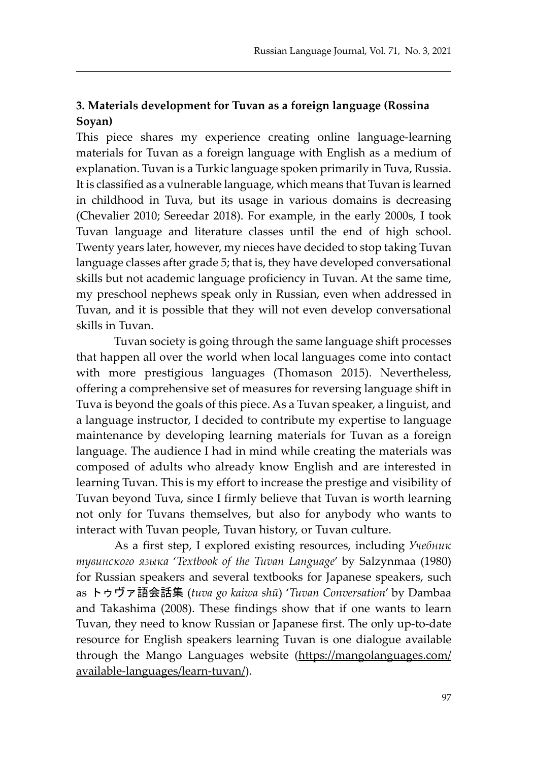## 3. Materials development for Tuvan as a foreign language (Rossina Soyan)

This piece shares my experience creating online language-learning materials for Tuvan as a foreign language with English as a medium of explanation. Tuvan is a Turkic language spoken primarily in Tuva, Russia. It is classified as a vulnerable language, which means that Tuvan is learned in childhood in Tuva, but its usage in various domains is decreasing (Chevalier 2010; Sereedar 2018). For example, in the early 2000s, I took Tuvan language and literature classes until the end of high school. Twenty years later, however, my nieces have decided to stop taking Tuvan language classes after grade 5; that is, they have developed conversational skills but not academic language proficiency in Tuvan. At the same time, my preschool nephews speak only in Russian, even when addressed in Tuvan, and it is possible that they will not even develop conversational skills in Tuvan.

Tuvan society is going through the same language shift processes that happen all over the world when local languages come into contact with more prestigious languages (Thomason 2015). Nevertheless, offering a comprehensive set of measures for reversing language shift in Tuva is beyond the goals of this piece. As a Tuvan speaker, a linguist, and a language instructor, I decided to contribute my expertise to language maintenance by developing learning materials for Tuvan as a foreign language. The audience I had in mind while creating the materials was composed of adults who already know English and are interested in learning Tuvan. This is my effort to increase the prestige and visibility of Tuvan beyond Tuva, since I firmly believe that Tuvan is worth learning not only for Tuvans themselves, but also for anybody who wants to interact with Tuvan people, Tuvan history, or Tuvan culture.

As a first step, I explored existing resources, including *Учебник тувинского языка* '*Textbook of the Tuvan Language*' by Salzynmaa (1980) for Russian speakers and several textbooks for Japanese speakers, such as トゥヴァ語会話集 (*tuva go kaiwa shū*) '*Tuvan Conversation*' by Dambaa and Takashima (2008). These findings show that if one wants to learn Tuvan, they need to know Russian or Japanese first. The only up-to-date resource for English speakers learning Tuvan is one dialogue available through the Mango Languages website (https://mangolanguages.com/available-languages/learn-tuvan/).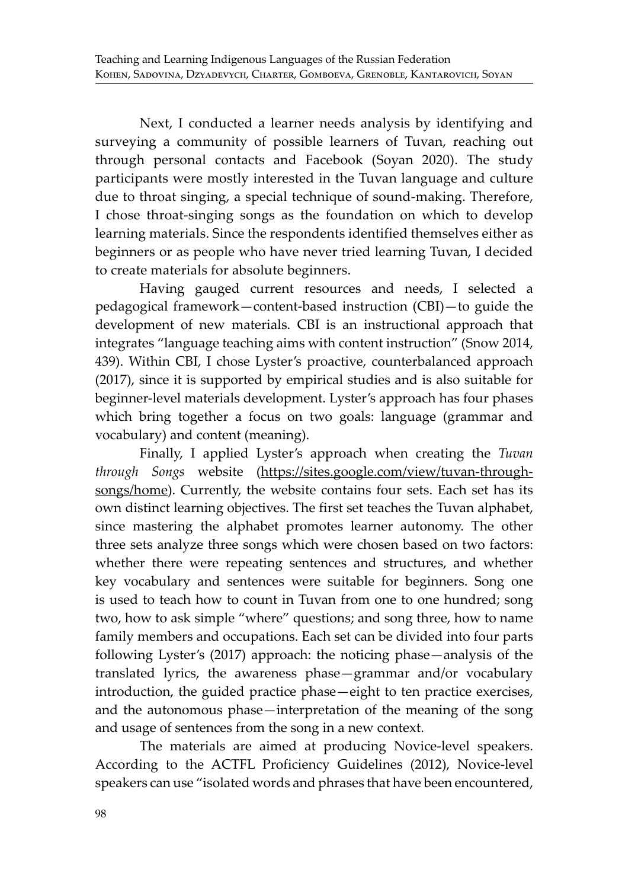Next, I conducted a learner needs analysis by identifying and surveying a community of possible learners of Tuvan, reaching out through personal contacts and Facebook (Soyan 2020). The study participants were mostly interested in the Tuvan language and culture due to throat singing, a special technique of sound-making. Therefore, I chose throat-singing songs as the foundation on which to develop learning materials. Since the respondents identified themselves either as beginners or as people who have never tried learning Tuvan, I decided to create materials for absolute beginners.

Having gauged current resources and needs, I selected a pedagogical framework—content-based instruction (CBI)—to guide the development of new materials. CBI is an instructional approach that integrates "language teaching aims with content instruction" (Snow 2014, 439). Within CBI, I chose Lyster's proactive, counterbalanced approach (2017), since it is supported by empirical studies and is also suitable for beginner-level materials development. Lyster's approach has four phases which bring together a focus on two goals: language (grammar and vocabulary) and content (meaning).

Finally, I applied Lyster's approach when creating the *Tuvan through Songs* website (https://sites.google.com/view/tuvan-through-songs/home). Currently, the website contains four sets. Each set has its own distinct learning objectives. The first set teaches the Tuvan alphabet, since mastering the alphabet promotes learner autonomy. The other three sets analyze three songs which were chosen based on two factors: whether there were repeating sentences and structures, and whether key vocabulary and sentences were suitable for beginners. Song one is used to teach how to count in Tuvan from one to one hundred; song two, how to ask simple "where" questions; and song three, how to name family members and occupations. Each set can be divided into four parts following Lyster's (2017) approach: the noticing phase—analysis of the translated lyrics, the awareness phase—grammar and/or vocabulary introduction, the guided practice phase—eight to ten practice exercises, and the autonomous phase—interpretation of the meaning of the song and usage of sentences from the song in a new context.

The materials are aimed at producing Novice-level speakers. According to the ACTFL Proficiency Guidelines (2012), Novice-level speakers can use "isolated words and phrases that have been encountered,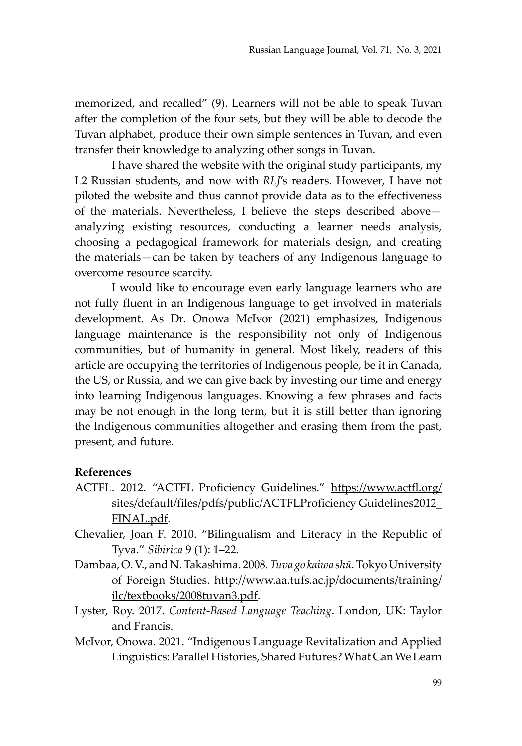memorized, and recalled" (9). Learners will not be able to speak Tuvan after the completion of the four sets, but they will be able to decode the Tuvan alphabet, produce their own simple sentences in Tuvan, and even transfer their knowledge to analyzing other songs in Tuvan.

I have shared the website with the original study participants, my L2 Russian students, and now with *RLJ*'s readers. However, I have not piloted the website and thus cannot provide data as to the effectiveness of the materials. Nevertheless, I believe the steps described above—analyzing existing resources, conducting a learner needs analysis, choosing a pedagogical framework for materials design, and creating the materials—can be taken by teachers of any Indigenous language to overcome resource scarcity.

I would like to encourage even early language learners who are not fully fluent in an Indigenous language to get involved in materials development. As Dr. Onowa McIvor (2021) emphasizes, Indigenous language maintenance is the responsibility not only of Indigenous communities, but of humanity in general. Most likely, readers of this article are occupying the territories of Indigenous people, be it in Canada, the US, or Russia, and we can give back by investing our time and energy into learning Indigenous languages. Knowing a few phrases and facts may be not enough in the long term, but it is still better than ignoring the Indigenous communities altogether and erasing them from the past, present, and future.

**References**

ACTFL. 2012. "ACTFL Proficiency Guidelines." https://www.actfl.org/sites/default/files/pdfs/public/ACTFLProficiency Guidelines2012_FINAL.pdf.

Chevalier, Joan F. 2010. "Bilingualism and Literacy in the Republic of Tyva." *Sibirica* 9 (1): 1–22.

Dambaa, O. V., and N. Takashima. 2008. *Tuva go kaiwa shū*. Tokyo University of Foreign Studies. http://www.aa.tufs.ac.jp/documents/training/ilc/textbooks/2008tuvan3.pdf.

Lyster, Roy. 2017. *Content-Based Language Teaching*. London, UK: Taylor and Francis.

McIvor, Onowa. 2021. "Indigenous Language Revitalization and Applied Linguistics: Parallel Histories, Shared Futures? What Can We Learn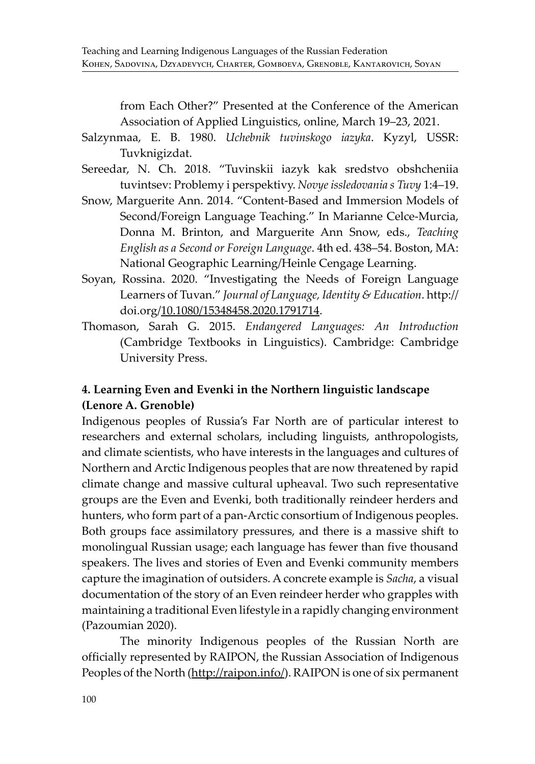from Each Other?" Presented at the Conference of the American Association of Applied Linguistics, online, March 19–23, 2021.

Salzynmaa, E. B. 1980. *Uchebnik tuvinskogo iazyka*. Kyzyl, USSR: Tuvknigizdat.

Sereedar, N. Ch. 2018. "Tuvinskii iazyk kak sredstvo obshcheniia tuvintsev: Problemy i perspektivy. *Novye issledovania s Tuvy* 1:4–19.

Snow, Marguerite Ann. 2014. "Content-Based and Immersion Models of Second/Foreign Language Teaching." In Marianne Celce-Murcia, Donna M. Brinton, and Marguerite Ann Snow, eds., *Teaching English as a Second or Foreign Language*. 4th ed. 438–54. Boston, MA: National Geographic Learning/Heinle Cengage Learning.

Soyan, Rossina. 2020. "Investigating the Needs of Foreign Language Learners of Tuvan." *Journal of Language, Identity & Education*. http://doi.org/10.1080/15348458.2020.1791714.

Thomason, Sarah G. 2015. *Endangered Languages: An Introduction* (Cambridge Textbooks in Linguistics). Cambridge: Cambridge University Press.

## 4. Learning Even and Evenki in the Northern linguistic landscape (Lenore A. Grenoble)

Indigenous peoples of Russia's Far North are of particular interest to researchers and external scholars, including linguists, anthropologists, and climate scientists, who have interests in the languages and cultures of Northern and Arctic Indigenous peoples that are now threatened by rapid climate change and massive cultural upheaval. Two such representative groups are the Even and Evenki, both traditionally reindeer herders and hunters, who form part of a pan-Arctic consortium of Indigenous peoples. Both groups face assimilatory pressures, and there is a massive shift to monolingual Russian usage; each language has fewer than five thousand speakers. The lives and stories of Even and Evenki community members capture the imagination of outsiders. A concrete example is *Sacha*, a visual documentation of the story of an Even reindeer herder who grapples with maintaining a traditional Even lifestyle in a rapidly changing environment (Pazoumian 2020).

The minority Indigenous peoples of the Russian North are officially represented by RAIPON, the Russian Association of Indigenous Peoples of the North (http://raipon.info/). RAIPON is one of six permanent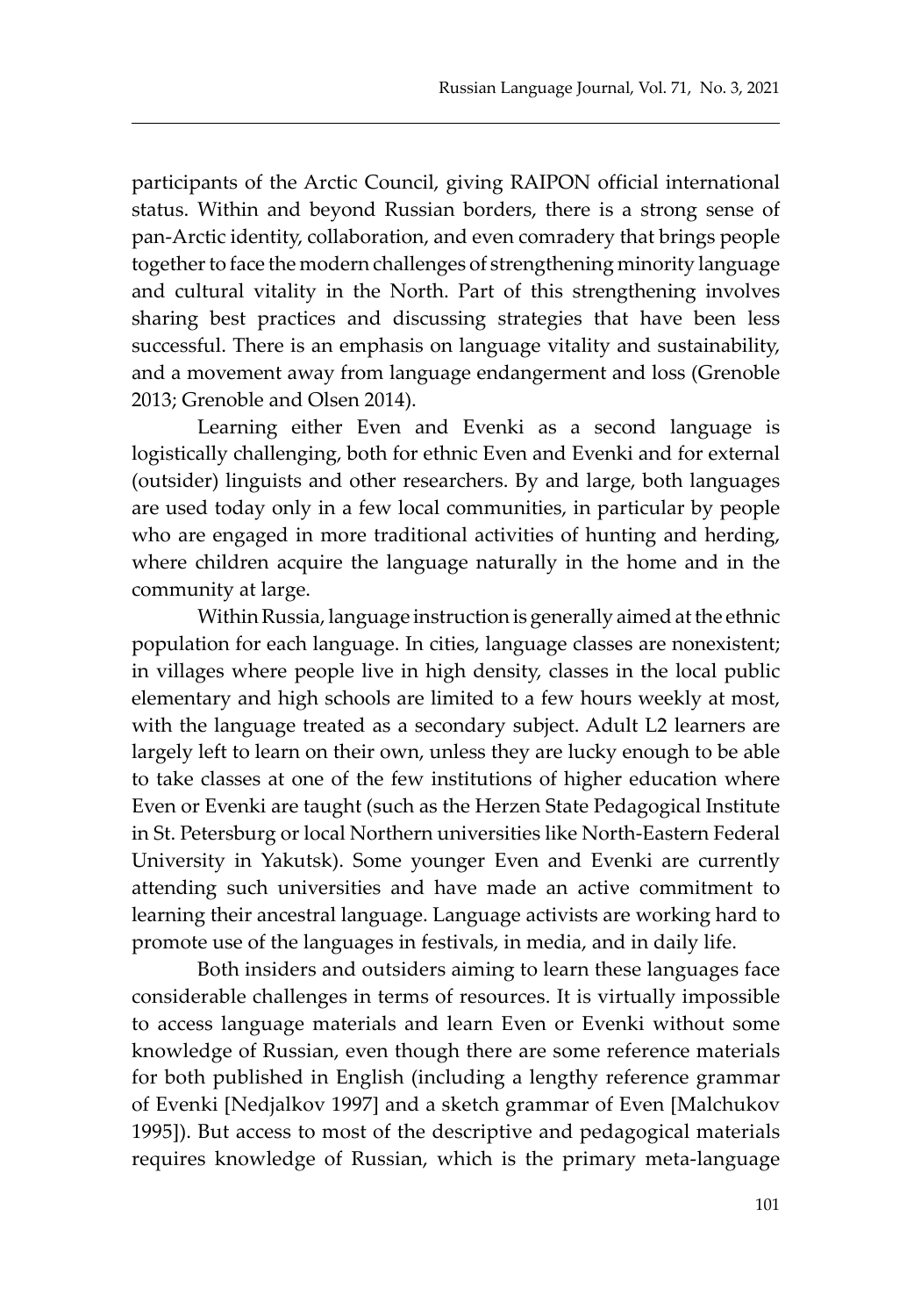participants of the Arctic Council, giving RAIPON official international status. Within and beyond Russian borders, there is a strong sense of pan-Arctic identity, collaboration, and even comradery that brings people together to face the modern challenges of strengthening minority language and cultural vitality in the North. Part of this strengthening involves sharing best practices and discussing strategies that have been less successful. There is an emphasis on language vitality and sustainability, and a movement away from language endangerment and loss (Grenoble 2013; Grenoble and Olsen 2014).

Learning either Even and Evenki as a second language is logistically challenging, both for ethnic Even and Evenki and for external (outsider) linguists and other researchers. By and large, both languages are used today only in a few local communities, in particular by people who are engaged in more traditional activities of hunting and herding, where children acquire the language naturally in the home and in the community at large.

Within Russia, language instruction is generally aimed at the ethnic population for each language. In cities, language classes are nonexistent; in villages where people live in high density, classes in the local public elementary and high schools are limited to a few hours weekly at most, with the language treated as a secondary subject. Adult L2 learners are largely left to learn on their own, unless they are lucky enough to be able to take classes at one of the few institutions of higher education where Even or Evenki are taught (such as the Herzen State Pedagogical Institute in St. Petersburg or local Northern universities like North-Eastern Federal University in Yakutsk). Some younger Even and Evenki are currently attending such universities and have made an active commitment to learning their ancestral language. Language activists are working hard to promote use of the languages in festivals, in media, and in daily life.

Both insiders and outsiders aiming to learn these languages face considerable challenges in terms of resources. It is virtually impossible to access language materials and learn Even or Evenki without some knowledge of Russian, even though there are some reference materials for both published in English (including a lengthy reference grammar of Evenki [Nedjalkov 1997] and a sketch grammar of Even [Malchukov 1995]). But access to most of the descriptive and pedagogical materials requires knowledge of Russian, which is the primary meta-language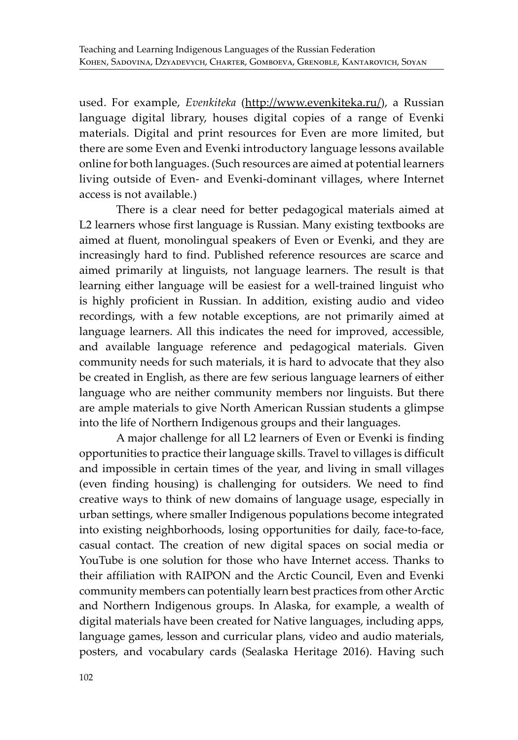used. For example, *Evenkiteka* (http://www.evenkiteka.ru/), a Russian language digital library, houses digital copies of a range of Evenki materials. Digital and print resources for Even are more limited, but there are some Even and Evenki introductory language lessons available online for both languages. (Such resources are aimed at potential learners living outside of Even- and Evenki-dominant villages, where Internet access is not available.)

There is a clear need for better pedagogical materials aimed at L2 learners whose first language is Russian. Many existing textbooks are aimed at fluent, monolingual speakers of Even or Evenki, and they are increasingly hard to find. Published reference resources are scarce and aimed primarily at linguists, not language learners. The result is that learning either language will be easiest for a well-trained linguist who is highly proficient in Russian. In addition, existing audio and video recordings, with a few notable exceptions, are not primarily aimed at language learners. All this indicates the need for improved, accessible, and available language reference and pedagogical materials. Given community needs for such materials, it is hard to advocate that they also be created in English, as there are few serious language learners of either language who are neither community members nor linguists. But there are ample materials to give North American Russian students a glimpse into the life of Northern Indigenous groups and their languages.

A major challenge for all L2 learners of Even or Evenki is finding opportunities to practice their language skills. Travel to villages is difficult and impossible in certain times of the year, and living in small villages (even finding housing) is challenging for outsiders. We need to find creative ways to think of new domains of language usage, especially in urban settings, where smaller Indigenous populations become integrated into existing neighborhoods, losing opportunities for daily, face-to-face, casual contact. The creation of new digital spaces on social media or YouTube is one solution for those who have Internet access. Thanks to their affiliation with RAIPON and the Arctic Council, Even and Evenki community members can potentially learn best practices from other Arctic and Northern Indigenous groups. In Alaska, for example, a wealth of digital materials have been created for Native languages, including apps, language games, lesson and curricular plans, video and audio materials, posters, and vocabulary cards (Sealaska Heritage 2016). Having such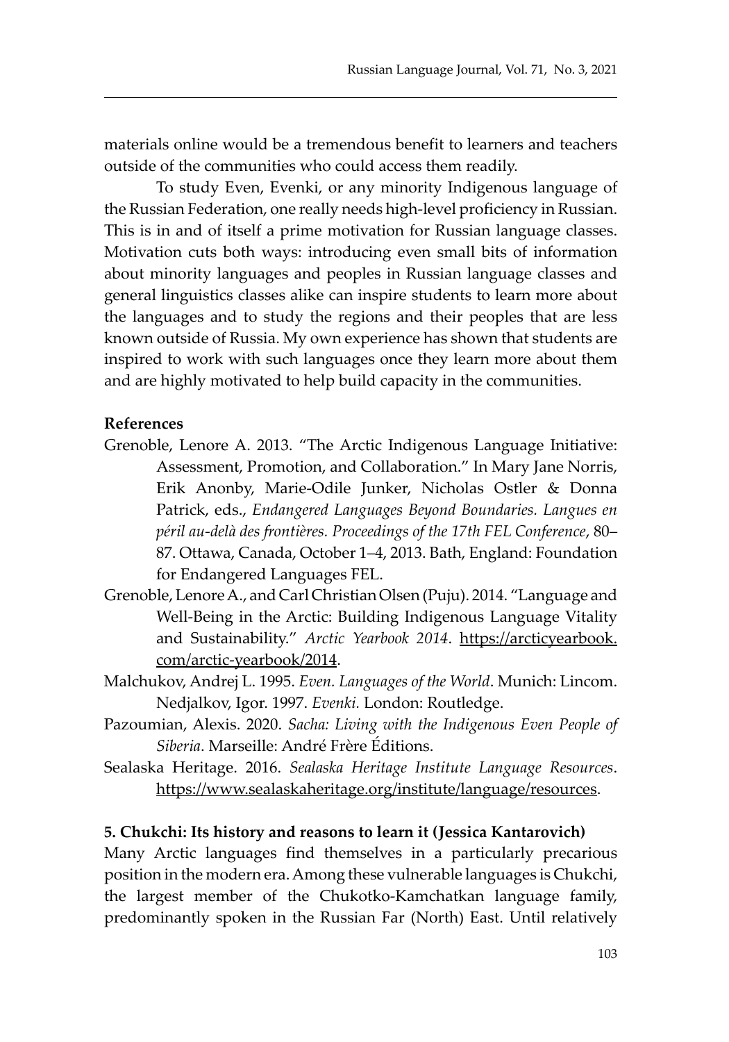materials online would be a tremendous benefit to learners and teachers outside of the communities who could access them readily.

To study Even, Evenki, or any minority Indigenous language of the Russian Federation, one really needs high-level proficiency in Russian. This is in and of itself a prime motivation for Russian language classes. Motivation cuts both ways: introducing even small bits of information about minority languages and peoples in Russian language classes and general linguistics classes alike can inspire students to learn more about the languages and to study the regions and their peoples that are less known outside of Russia. My own experience has shown that students are inspired to work with such languages once they learn more about them and are highly motivated to help build capacity in the communities.

**References**

Grenoble, Lenore A. 2013. "The Arctic Indigenous Language Initiative: Assessment, Promotion, and Collaboration." In Mary Jane Norris, Erik Anonby, Marie-Odile Junker, Nicholas Ostler & Donna Patrick, eds., *Endangered Languages Beyond Boundaries. Langues en péril au-delà des frontières. Proceedings of the 17th FEL Conference*, 80–87. Ottawa, Canada, October 1–4, 2013. Bath, England: Foundation for Endangered Languages FEL.

Grenoble, Lenore A., and Carl Christian Olsen (Puju). 2014. "Language and Well-Being in the Arctic: Building Indigenous Language Vitality and Sustainability." *Arctic Yearbook 2014*. https://arcticyearbook.com/arctic-yearbook/2014.

Malchukov, Andrej L. 1995. *Even. Languages of the World*. Munich: Lincom. Nedjalkov, Igor. 1997. *Evenki.* London: Routledge.

Pazoumian, Alexis. 2020. *Sacha: Living with the Indigenous Even People of Siberia*. Marseille: André Frère Éditions.

Sealaska Heritage. 2016. *Sealaska Heritage Institute Language Resources*. https://www.sealaskaheritage.org/institute/language/resources.

**5. Chukchi: Its history and reasons to learn it (Jessica Kantarovich)**

Many Arctic languages find themselves in a particularly precarious position in the modern era. Among these vulnerable languages is Chukchi, the largest member of the Chukotko-Kamchatkan language family, predominantly spoken in the Russian Far (North) East. Until relatively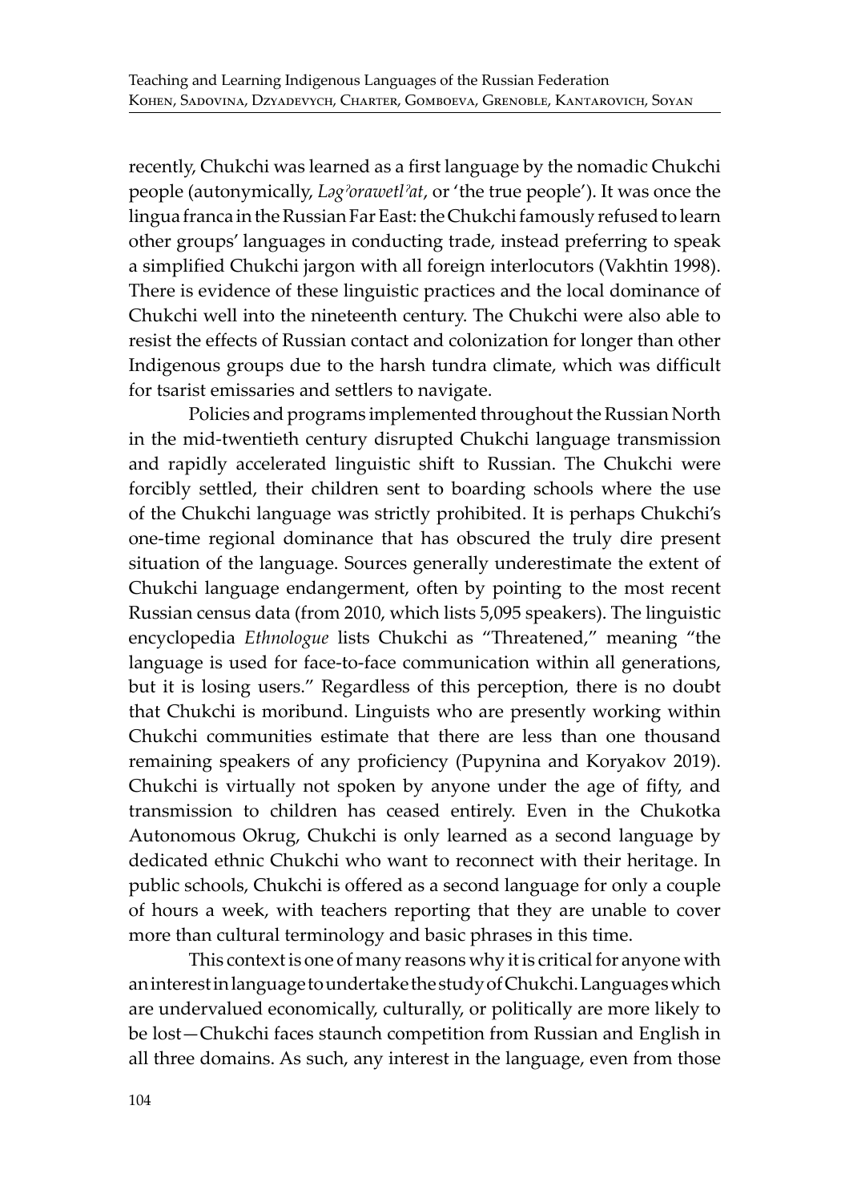recently, Chukchi was learned as a first language by the nomadic Chukchi people (autonymically, *Ləgʔorawetlʔat*, or 'the true people'). It was once the lingua franca in the Russian Far East: the Chukchi famously refused to learn other groups' languages in conducting trade, instead preferring to speak a simplified Chukchi jargon with all foreign interlocutors (Vakhtin 1998). There is evidence of these linguistic practices and the local dominance of Chukchi well into the nineteenth century. The Chukchi were also able to resist the effects of Russian contact and colonization for longer than other Indigenous groups due to the harsh tundra climate, which was difficult for tsarist emissaries and settlers to navigate.

Policies and programs implemented throughout the Russian North in the mid-twentieth century disrupted Chukchi language transmission and rapidly accelerated linguistic shift to Russian. The Chukchi were forcibly settled, their children sent to boarding schools where the use of the Chukchi language was strictly prohibited. It is perhaps Chukchi's one-time regional dominance that has obscured the truly dire present situation of the language. Sources generally underestimate the extent of Chukchi language endangerment, often by pointing to the most recent Russian census data (from 2010, which lists 5,095 speakers). The linguistic encyclopedia *Ethnologue* lists Chukchi as "Threatened," meaning "the language is used for face-to-face communication within all generations, but it is losing users." Regardless of this perception, there is no doubt that Chukchi is moribund. Linguists who are presently working within Chukchi communities estimate that there are less than one thousand remaining speakers of any proficiency (Pupynina and Koryakov 2019). Chukchi is virtually not spoken by anyone under the age of fifty, and transmission to children has ceased entirely. Even in the Chukotka Autonomous Okrug, Chukchi is only learned as a second language by dedicated ethnic Chukchi who want to reconnect with their heritage. In public schools, Chukchi is offered as a second language for only a couple of hours a week, with teachers reporting that they are unable to cover more than cultural terminology and basic phrases in this time.

This context is one of many reasons why it is critical for anyone with an interest in language to undertake the study of Chukchi. Languages which are undervalued economically, culturally, or politically are more likely to be lost—Chukchi faces staunch competition from Russian and English in all three domains. As such, any interest in the language, even from those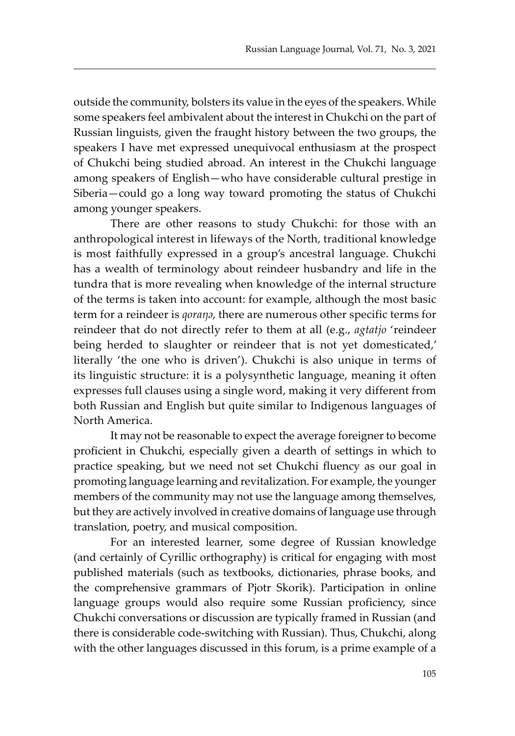outside the community, bolsters its value in the eyes of the speakers. While some speakers feel ambivalent about the interest in Chukchi on the part of Russian linguists, given the fraught history between the two groups, the speakers I have met expressed unequivocal enthusiasm at the prospect of Chukchi being studied abroad. An interest in the Chukchi language among speakers of English—who have considerable cultural prestige in Siberia—could go a long way toward promoting the status of Chukchi among younger speakers.

There are other reasons to study Chukchi: for those with an anthropological interest in lifeways of the North, traditional knowledge is most faithfully expressed in a group's ancestral language. Chukchi has a wealth of terminology about reindeer husbandry and life in the tundra that is more revealing when knowledge of the internal structure of the terms is taken into account: for example, although the most basic term for a reindeer is *qoraŋə*, there are numerous other specific terms for reindeer that do not directly refer to them at all (e.g., *agtatjo* 'reindeer being herded to slaughter or reindeer that is not yet domesticated,' literally 'the one who is driven'). Chukchi is also unique in terms of its linguistic structure: it is a polysynthetic language, meaning it often expresses full clauses using a single word, making it very different from both Russian and English but quite similar to Indigenous languages of North America.

It may not be reasonable to expect the average foreigner to become proficient in Chukchi, especially given a dearth of settings in which to practice speaking, but we need not set Chukchi fluency as our goal in promoting language learning and revitalization. For example, the younger members of the community may not use the language among themselves, but they are actively involved in creative domains of language use through translation, poetry, and musical composition.

For an interested learner, some degree of Russian knowledge (and certainly of Cyrillic orthography) is critical for engaging with most published materials (such as textbooks, dictionaries, phrase books, and the comprehensive grammars of Pjotr Skorik). Participation in online language groups would also require some Russian proficiency, since Chukchi conversations or discussion are typically framed in Russian (and there is considerable code-switching with Russian). Thus, Chukchi, along with the other languages discussed in this forum, is a prime example of a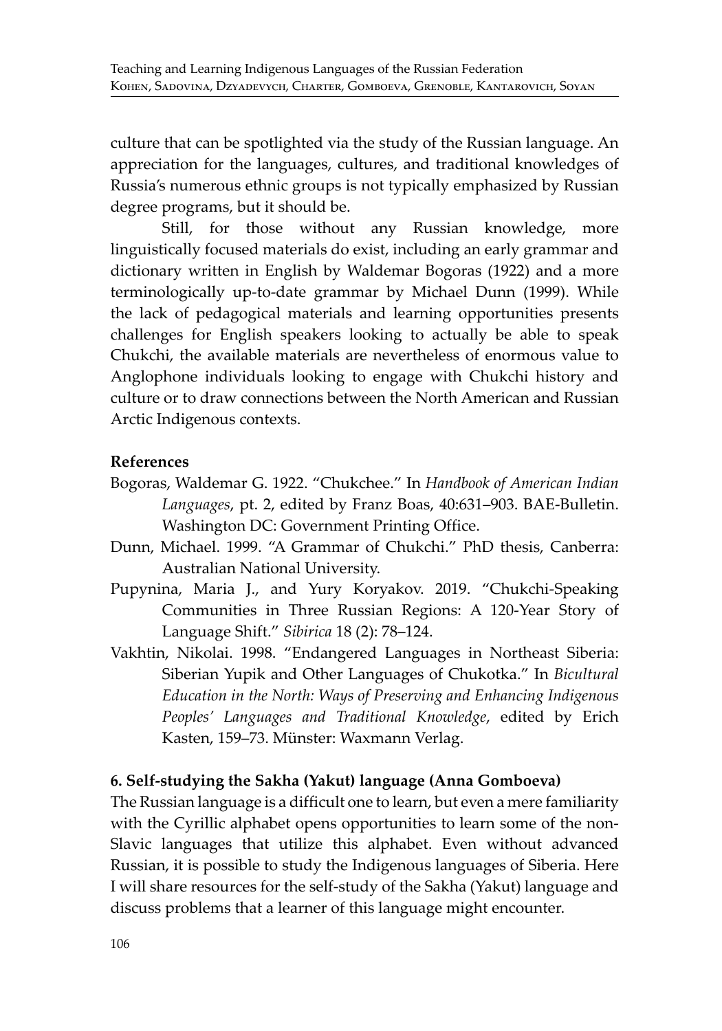culture that can be spotlighted via the study of the Russian language. An appreciation for the languages, cultures, and traditional knowledges of Russia's numerous ethnic groups is not typically emphasized by Russian degree programs, but it should be.

Still, for those without any Russian knowledge, more linguistically focused materials do exist, including an early grammar and dictionary written in English by Waldemar Bogoras (1922) and a more terminologically up-to-date grammar by Michael Dunn (1999). While the lack of pedagogical materials and learning opportunities presents challenges for English speakers looking to actually be able to speak Chukchi, the available materials are nevertheless of enormous value to Anglophone individuals looking to engage with Chukchi history and culture or to draw connections between the North American and Russian Arctic Indigenous contexts.

**References**

Bogoras, Waldemar G. 1922. "Chukchee." In *Handbook of American Indian Languages*, pt. 2, edited by Franz Boas, 40:631–903. BAE-Bulletin. Washington DC: Government Printing Office.

Dunn, Michael. 1999. "A Grammar of Chukchi." PhD thesis, Canberra: Australian National University.

Pupynina, Maria J., and Yury Koryakov. 2019. "Chukchi-Speaking Communities in Three Russian Regions: A 120-Year Story of Language Shift." *Sibirica* 18 (2): 78–124.

Vakhtin, Nikolai. 1998. "Endangered Languages in Northeast Siberia: Siberian Yupik and Other Languages of Chukotka." In *Bicultural Education in the North: Ways of Preserving and Enhancing Indigenous Peoples' Languages and Traditional Knowledge*, edited by Erich Kasten, 159–73. Münster: Waxmann Verlag.

## 6. Self-studying the Sakha (Yakut) language (Anna Gomboeva)

The Russian language is a difficult one to learn, but even a mere familiarity with the Cyrillic alphabet opens opportunities to learn some of the non-Slavic languages that utilize this alphabet. Even without advanced Russian, it is possible to study the Indigenous languages of Siberia. Here I will share resources for the self-study of the Sakha (Yakut) language and discuss problems that a learner of this language might encounter.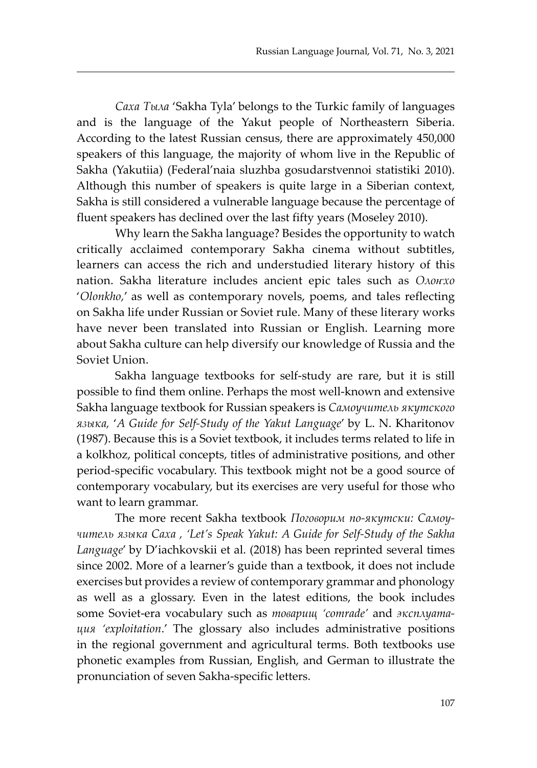*Саха Тыла* 'Sakha Tyla' belongs to the Turkic family of languages and is the language of the Yakut people of Northeastern Siberia. According to the latest Russian census, there are approximately 450,000 speakers of this language, the majority of whom live in the Republic of Sakha (Yakutiia) (Federal'naia sluzhba gosudarstvennoi statistiki 2010). Although this number of speakers is quite large in a Siberian context, Sakha is still considered a vulnerable language because the percentage of fluent speakers has declined over the last fifty years (Moseley 2010).

Why learn the Sakha language? Besides the opportunity to watch critically acclaimed contemporary Sakha cinema without subtitles, learners can access the rich and understudied literary history of this nation. Sakha literature includes ancient epic tales such as *Олонхо* '*Olonkho*,' as well as contemporary novels, poems, and tales reflecting on Sakha life under Russian or Soviet rule. Many of these literary works have never been translated into Russian or English. Learning more about Sakha culture can help diversify our knowledge of Russia and the Soviet Union.

Sakha language textbooks for self-study are rare, but it is still possible to find them online. Perhaps the most well-known and extensive Sakha language textbook for Russian speakers is *Самоучитель якутского языка*, '*A Guide for Self-Study of the Yakut Language*' by L. N. Kharitonov (1987). Because this is a Soviet textbook, it includes terms related to life in a kolkhoz, political concepts, titles of administrative positions, and other period-specific vocabulary. This textbook might not be a good source of contemporary vocabulary, but its exercises are very useful for those who want to learn grammar.

The more recent Sakha textbook *Поговорим по-якутски: Самоучитель языка Саха* , *'Let's Speak Yakut: A Guide for Self-Study of the Sakha Language*' by D'iachkovskii et al. (2018) has been reprinted several times since 2002. More of a learner's guide than a textbook, it does not include exercises but provides a review of contemporary grammar and phonology as well as a glossary. Even in the latest editions, the book includes some Soviet-era vocabulary such as *товарищ 'comrade'* and *эксплуатация 'exploitation*.' The glossary also includes administrative positions in the regional government and agricultural terms. Both textbooks use phonetic examples from Russian, English, and German to illustrate the pronunciation of seven Sakha-specific letters.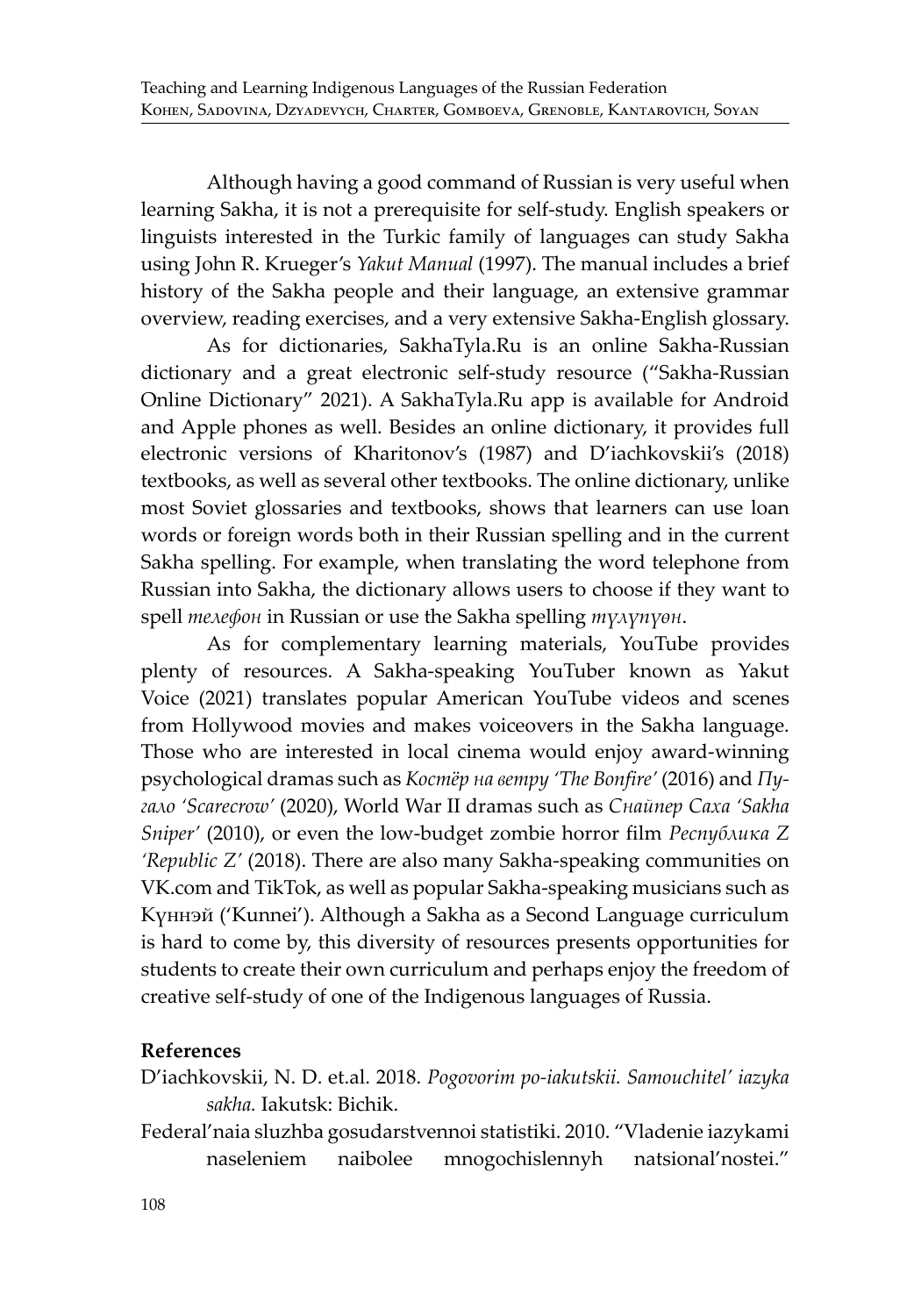Although having a good command of Russian is very useful when learning Sakha, it is not a prerequisite for self-study. English speakers or linguists interested in the Turkic family of languages can study Sakha using John R. Krueger's *Yakut Manual* (1997). The manual includes a brief history of the Sakha people and their language, an extensive grammar overview, reading exercises, and a very extensive Sakha-English glossary.

As for dictionaries, SakhaTyla.Ru is an online Sakha-Russian dictionary and a great electronic self-study resource ("Sakha-Russian Online Dictionary" 2021). A SakhaTyla.Ru app is available for Android and Apple phones as well. Besides an online dictionary, it provides full electronic versions of Kharitonov's (1987) and D'iachkovskii's (2018) textbooks, as well as several other textbooks. The online dictionary, unlike most Soviet glossaries and textbooks, shows that learners can use loan words or foreign words both in their Russian spelling and in the current Sakha spelling. For example, when translating the word telephone from Russian into Sakha, the dictionary allows users to choose if they want to spell *телефон* in Russian or use the Sakha spelling *түлүпүөн*.

As for complementary learning materials, YouTube provides plenty of resources. A Sakha-speaking YouTuber known as Yakut Voice (2021) translates popular American YouTube videos and scenes from Hollywood movies and makes voiceovers in the Sakha language. Those who are interested in local cinema would enjoy award-winning psychological dramas such as *Костёр на ветру 'The Bonfire'* (2016) and *Пугало 'Scarecrow'* (2020), World War II dramas such as *Снайпер Саха 'Sakha Sniper'* (2010), or even the low-budget zombie horror film *Республика Z 'Republic Z'* (2018). There are also many Sakha-speaking communities on VK.com and TikTok, as well as popular Sakha-speaking musicians such as Күннэй ('Kunnei'). Although a Sakha as a Second Language curriculum is hard to come by, this diversity of resources presents opportunities for students to create their own curriculum and perhaps enjoy the freedom of creative self-study of one of the Indigenous languages of Russia.

## References

D'iachkovskii, N. D. et.al. 2018. *Pogovorim po-iakutskii. Samouchitel' iazyka sakha.* Iakutsk: Bichik.

Federal'naia sluzhba gosudarstvennoi statistiki. 2010. "Vladenie iazykami naseleniem naibolee mnogochislennyh natsional'nostei."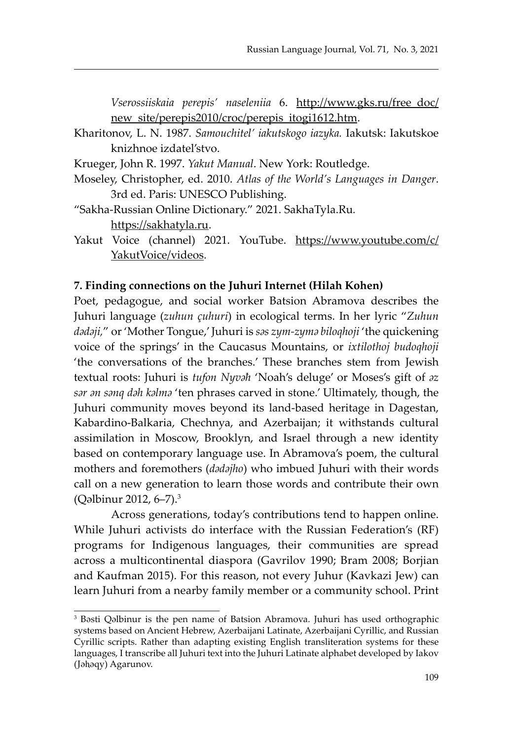*Vserossiiskaia perepis' naseleniia* 6. http://www.gks.ru/free_doc/new_site/perepis2010/croc/perepis_itogi1612.htm.

Kharitonov, L. N. 1987. *Samouchitel' iakutskogo iazyka.* Iakutsk: Iakutskoe knizhnoe izdatel'stvo.

Krueger, John R. 1997. *Yakut Manual*. New York: Routledge.

Moseley, Christopher, ed. 2010. *Atlas of the World's Languages in Danger*. 3rd ed. Paris: UNESCO Publishing.

"Sakha-Russian Online Dictionary." 2021. SakhaTyla.Ru. https://sakhatyla.ru.

Yakut Voice (channel) 2021. YouTube. https://www.youtube.com/c/YakutVoice/videos.

## 7. Finding connections on the Juhuri Internet (Hilah Kohen)

Poet, pedagogue, and social worker Batsion Abramova describes the Juhuri language (*zuhun çuhuri*) in ecological terms. In her lyric "*Zuhun dədəji,*" or 'Mother Tongue,' Juhuri is *səs zym-zymə biloqhoji* 'the quickening voice of the springs' in the Caucasus Mountains, or *ixtilothoj budoqhoji* 'the conversations of the branches.' These branches stem from Jewish textual roots: Juhuri is *tufon Nyvəh* 'Noah's deluge' or Moses's gift of *əz sər ən sənq dəh kəlmə* 'ten phrases carved in stone.' Ultimately, though, the Juhuri community moves beyond its land-based heritage in Dagestan, Kabardino-Balkaria, Chechnya, and Azerbaijan; it withstands cultural assimilation in Moscow, Brooklyn, and Israel through a new identity based on contemporary language use. In Abramova's poem, the cultural mothers and foremothers (*dədəjho*) who imbued Juhuri with their words call on a new generation to learn those words and contribute their own (Qəlbinur 2012, 6–7).[3]

Across generations, today's contributions tend to happen online. While Juhuri activists do interface with the Russian Federation's (RF) programs for Indigenous languages, their communities are spread across a multicontinental diaspora (Gavrilov 1990; Bram 2008; Borjian and Kaufman 2015). For this reason, not every Juhur (Kavkazi Jew) can learn Juhuri from a nearby family member or a community school. Print

---

[3] Bəsti Qəlbinur is the pen name of Batsion Abramova. Juhuri has used orthographic systems based on Ancient Hebrew, Azerbaijani Latinate, Azerbaijani Cyrillic, and Russian Cyrillic scripts. Rather than adapting existing English transliteration systems for these languages, I transcribe all Juhuri text into the Juhuri Latinate alphabet developed by Iakov (Jəḥəqy) Agarunov.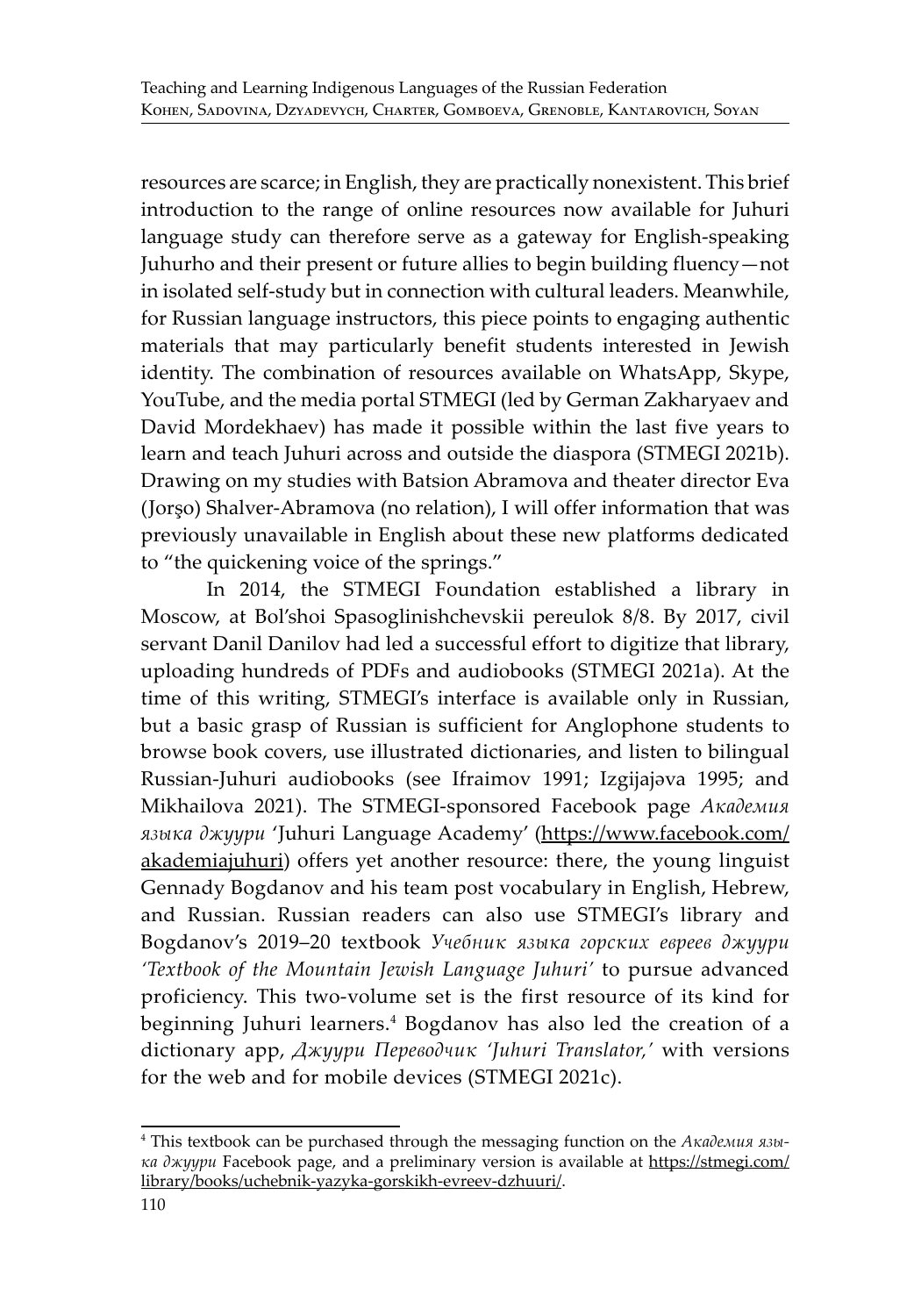resources are scarce; in English, they are practically nonexistent. This brief introduction to the range of online resources now available for Juhuri language study can therefore serve as a gateway for English-speaking Juhurho and their present or future allies to begin building fluency—not in isolated self-study but in connection with cultural leaders. Meanwhile, for Russian language instructors, this piece points to engaging authentic materials that may particularly benefit students interested in Jewish identity. The combination of resources available on WhatsApp, Skype, YouTube, and the media portal STMEGI (led by German Zakharyaev and David Mordekhaev) has made it possible within the last five years to learn and teach Juhuri across and outside the diaspora (STMEGI 2021b). Drawing on my studies with Batsion Abramova and theater director Eva (Jorşo) Shalver-Abramova (no relation), I will offer information that was previously unavailable in English about these new platforms dedicated to "the quickening voice of the springs."

In 2014, the STMEGI Foundation established a library in Moscow, at Bol'shoi Spasoglinishchevskii pereulok 8/8. By 2017, civil servant Danil Danilov had led a successful effort to digitize that library, uploading hundreds of PDFs and audiobooks (STMEGI 2021a). At the time of this writing, STMEGI's interface is available only in Russian, but a basic grasp of Russian is sufficient for Anglophone students to browse book covers, use illustrated dictionaries, and listen to bilingual Russian-Juhuri audiobooks (see Ifraimov 1991; Izgijajəva 1995; and Mikhailova 2021). The STMEGI-sponsored Facebook page *Академия языка джуури* 'Juhuri Language Academy' (https://www.facebook.com/akademiajuhuri) offers yet another resource: there, the young linguist Gennady Bogdanov and his team post vocabulary in English, Hebrew, and Russian. Russian readers can also use STMEGI's library and Bogdanov's 2019–20 textbook *Учебник языка горских евреев джуури 'Textbook of the Mountain Jewish Language Juhuri'* to pursue advanced proficiency. This two-volume set is the first resource of its kind for beginning Juhuri learners.[4] Bogdanov has also led the creation of a dictionary app, *Джуури Переводчик 'Juhuri Translator,'* with versions for the web and for mobile devices (STMEGI 2021c).

---

[4] This textbook can be purchased through the messaging function on the *Академия языка джуури* Facebook page, and a preliminary version is available at https://stmegi.com/library/books/uchebnik-yazyka-gorskikh-evreev-dzhuuri/.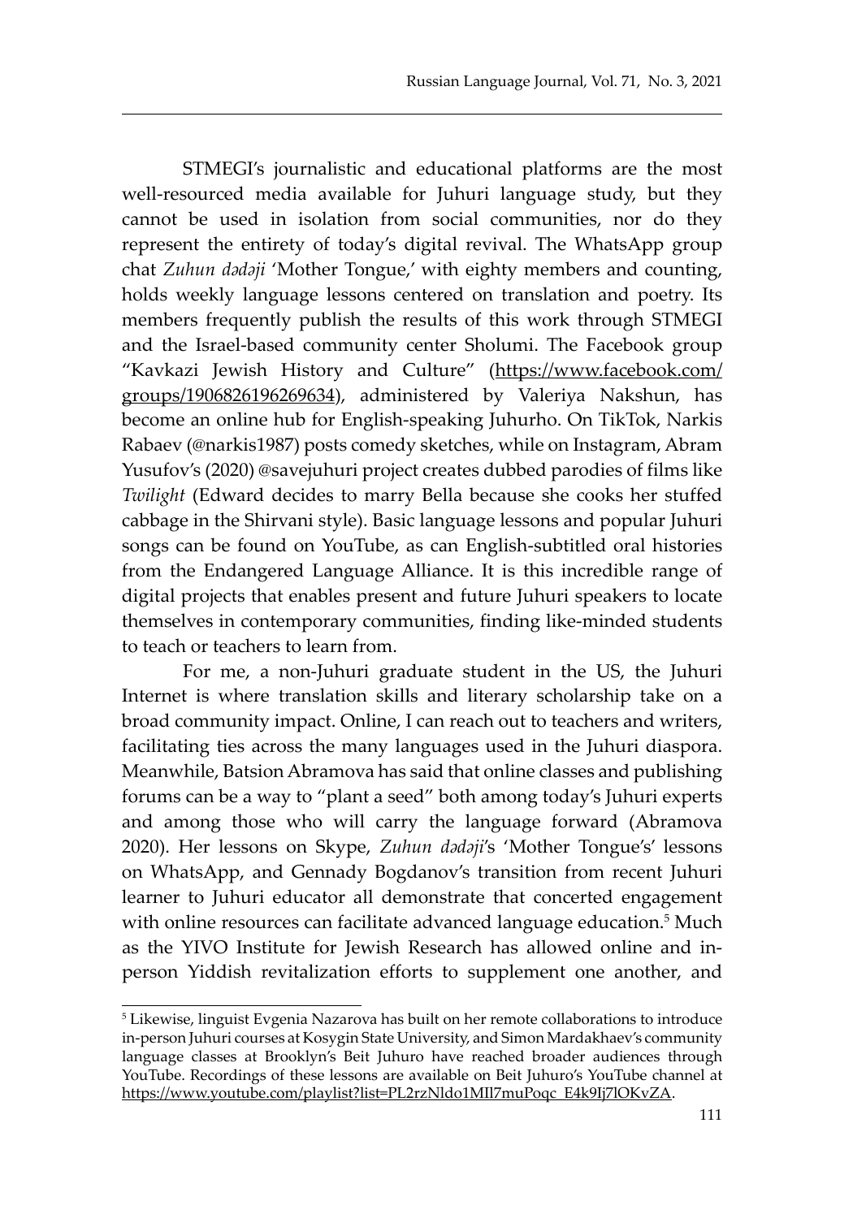STMEGI's journalistic and educational platforms are the most well-resourced media available for Juhuri language study, but they cannot be used in isolation from social communities, nor do they represent the entirety of today's digital revival. The WhatsApp group chat *Zuhun dədəji* 'Mother Tongue,' with eighty members and counting, holds weekly language lessons centered on translation and poetry. Its members frequently publish the results of this work through STMEGI and the Israel-based community center Sholumi. The Facebook group "Kavkazi Jewish History and Culture" (https://www.facebook.com/groups/1906826196269634), administered by Valeriya Nakshun, has become an online hub for English-speaking Juhurho. On TikTok, Narkis Rabaev (@narkis1987) posts comedy sketches, while on Instagram, Abram Yusufov's (2020) @savejuhuri project creates dubbed parodies of films like *Twilight* (Edward decides to marry Bella because she cooks her stuffed cabbage in the Shirvani style). Basic language lessons and popular Juhuri songs can be found on YouTube, as can English-subtitled oral histories from the Endangered Language Alliance. It is this incredible range of digital projects that enables present and future Juhuri speakers to locate themselves in contemporary communities, finding like-minded students to teach or teachers to learn from.

For me, a non-Juhuri graduate student in the US, the Juhuri Internet is where translation skills and literary scholarship take on a broad community impact. Online, I can reach out to teachers and writers, facilitating ties across the many languages used in the Juhuri diaspora. Meanwhile, Batsion Abramova has said that online classes and publishing forums can be a way to "plant a seed" both among today's Juhuri experts and among those who will carry the language forward (Abramova 2020). Her lessons on Skype, *Zuhun dədəji*'s 'Mother Tongue's' lessons on WhatsApp, and Gennady Bogdanov's transition from recent Juhuri learner to Juhuri educator all demonstrate that concerted engagement with online resources can facilitate advanced language education.[5] Much as the YIVO Institute for Jewish Research has allowed online and in-person Yiddish revitalization efforts to supplement one another, and

---

[5] Likewise, linguist Evgenia Nazarova has built on her remote collaborations to introduce in-person Juhuri courses at Kosygin State University, and Simon Mardakhaev's community language classes at Brooklyn's Beit Juhuro have reached broader audiences through YouTube. Recordings of these lessons are available on Beit Juhuro's YouTube channel at https://www.youtube.com/playlist?list=PL2rzNldo1MIl7muPoqc_E4k9Ij7lOKvZA.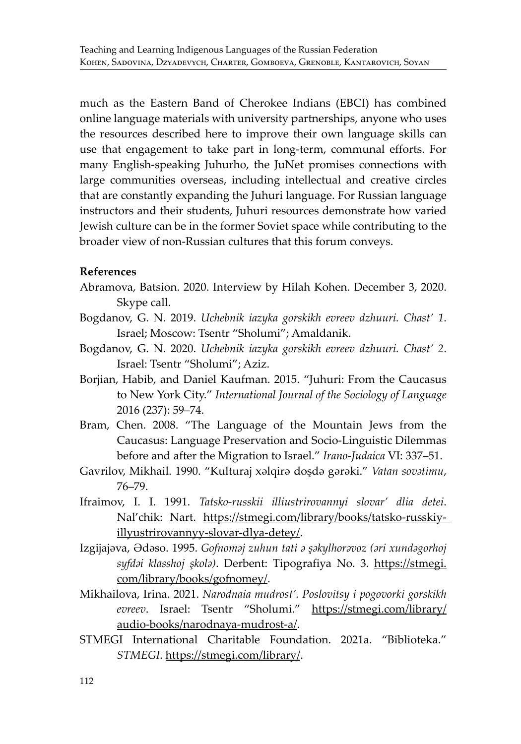much as the Eastern Band of Cherokee Indians (EBCI) has combined online language materials with university partnerships, anyone who uses the resources described here to improve their own language skills can use that engagement to take part in long-term, communal efforts. For many English-speaking Juhurho, the JuNet promises connections with large communities overseas, including intellectual and creative circles that are constantly expanding the Juhuri language. For Russian language instructors and their students, Juhuri resources demonstrate how varied Jewish culture can be in the former Soviet space while contributing to the broader view of non-Russian cultures that this forum conveys.

**References**

Abramova, Batsion. 2020. Interview by Hilah Kohen. December 3, 2020. Skype call.

Bogdanov, G. N. 2019. *Uchebnik iazyka gorskikh evreev dzhuuri. Chast' 1*. Israel; Moscow: Tsentr "Sholumi"; Amaldanik.

Bogdanov, G. N. 2020. *Uchebnik iazyka gorskikh evreev dzhuuri. Chast' 2*. Israel: Tsentr "Sholumi"; Aziz.

Borjian, Habib, and Daniel Kaufman. 2015. "Juhuri: From the Caucasus to New York City." *International Journal of the Sociology of Language* 2016 (237): 59–74.

Bram, Chen. 2008. "The Language of the Mountain Jews from the Caucasus: Language Preservation and Socio-Linguistic Dilemmas before and after the Migration to Israel." *Irano-Judaica* VI: 337–51.

Gavrilov, Mikhail. 1990. "Kulturaj xəlqirə doşdə gərəki." *Vatan sovətimu*, 76–79.

Ifraimov, I. I. 1991. *Tatsko-russkii illiustrirovannyi slovar' dlia detei*. Nal'chik: Nart. https://stmegi.com/library/books/tatsko-russkiy-illyustrirovannyy-slovar-dlya-detey/.

Izgijajəva, Ədəso. 1995. *Gofnoməj zuhun tati ə şəkylhorəvoz (əri xundəgorhoj syfdəi klasshoj şkolə)*. Derbent: Tipografiya No. 3. https://stmegi.com/library/books/gofnomey/.

Mikhailova, Irina. 2021. *Narodnaia mudrost'. Poslovitsy i pogovorki gorskikh evreev*. Israel: Tsentr "Sholumi." https://stmegi.com/library/audio-books/narodnaya-mudrost-a/.

STMEGI International Charitable Foundation. 2021a. "Biblioteka." *STMEGI*. https://stmegi.com/library/.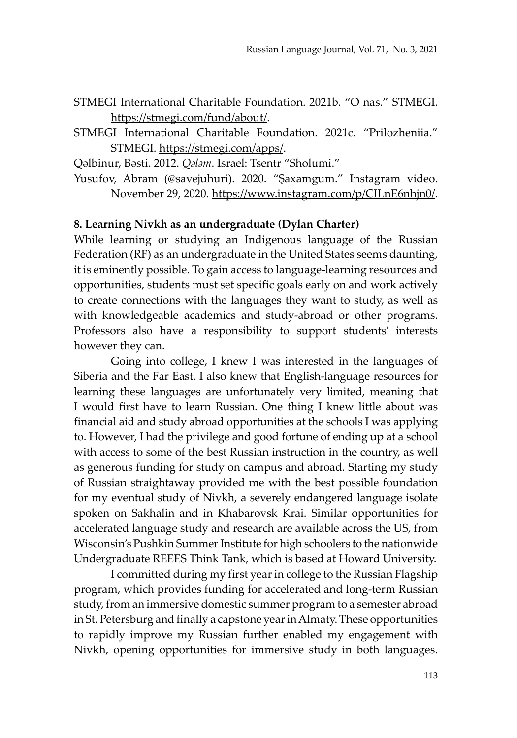STMEGI International Charitable Foundation. 2021b. "O nas." STMEGI. https://stmegi.com/fund/about/.

STMEGI International Charitable Foundation. 2021c. "Prilozheniia." STMEGI. https://stmegi.com/apps/.

Qəlbinur, Bəsti. 2012. *Qələm*. Israel: Tsentr "Sholumi."

Yusufov, Abram (@savejuhuri). 2020. "Şaxamgum." Instagram video. November 29, 2020. https://www.instagram.com/p/CILnE6nhjn0/.

### 8. Learning Nivkh as an undergraduate (Dylan Charter)

While learning or studying an Indigenous language of the Russian Federation (RF) as an undergraduate in the United States seems daunting, it is eminently possible. To gain access to language-learning resources and opportunities, students must set specific goals early on and work actively to create connections with the languages they want to study, as well as with knowledgeable academics and study-abroad or other programs. Professors also have a responsibility to support students' interests however they can.

Going into college, I knew I was interested in the languages of Siberia and the Far East. I also knew that English-language resources for learning these languages are unfortunately very limited, meaning that I would first have to learn Russian. One thing I knew little about was financial aid and study abroad opportunities at the schools I was applying to. However, I had the privilege and good fortune of ending up at a school with access to some of the best Russian instruction in the country, as well as generous funding for study on campus and abroad. Starting my study of Russian straightaway provided me with the best possible foundation for my eventual study of Nivkh, a severely endangered language isolate spoken on Sakhalin and in Khabarovsk Krai. Similar opportunities for accelerated language study and research are available across the US, from Wisconsin's Pushkin Summer Institute for high schoolers to the nationwide Undergraduate REEES Think Tank, which is based at Howard University.

I committed during my first year in college to the Russian Flagship program, which provides funding for accelerated and long-term Russian study, from an immersive domestic summer program to a semester abroad in St. Petersburg and finally a capstone year in Almaty. These opportunities to rapidly improve my Russian further enabled my engagement with Nivkh, opening opportunities for immersive study in both languages.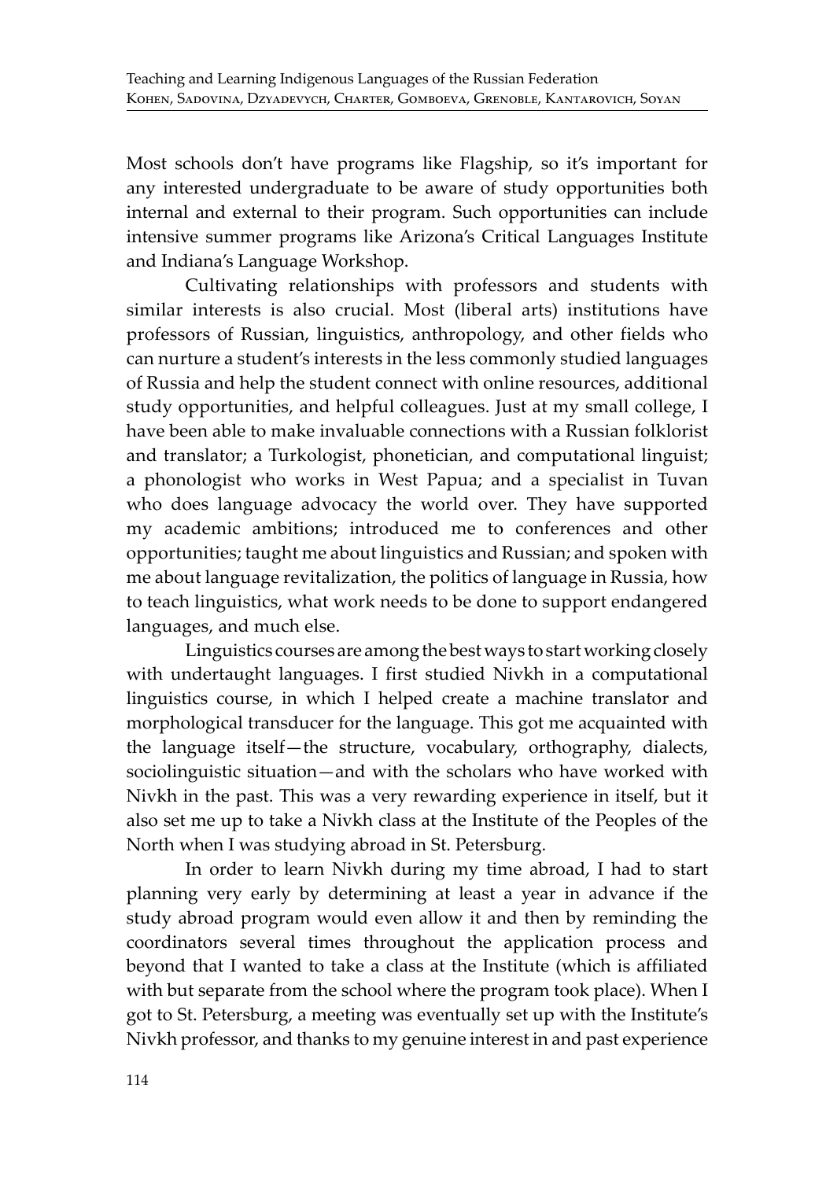Most schools don't have programs like Flagship, so it's important for any interested undergraduate to be aware of study opportunities both internal and external to their program. Such opportunities can include intensive summer programs like Arizona's Critical Languages Institute and Indiana's Language Workshop.

Cultivating relationships with professors and students with similar interests is also crucial. Most (liberal arts) institutions have professors of Russian, linguistics, anthropology, and other fields who can nurture a student's interests in the less commonly studied languages of Russia and help the student connect with online resources, additional study opportunities, and helpful colleagues. Just at my small college, I have been able to make invaluable connections with a Russian folklorist and translator; a Turkologist, phonetician, and computational linguist; a phonologist who works in West Papua; and a specialist in Tuvan who does language advocacy the world over. They have supported my academic ambitions; introduced me to conferences and other opportunities; taught me about linguistics and Russian; and spoken with me about language revitalization, the politics of language in Russia, how to teach linguistics, what work needs to be done to support endangered languages, and much else.

Linguistics courses are among the best ways to start working closely with undertaught languages. I first studied Nivkh in a computational linguistics course, in which I helped create a machine translator and morphological transducer for the language. This got me acquainted with the language itself—the structure, vocabulary, orthography, dialects, sociolinguistic situation—and with the scholars who have worked with Nivkh in the past. This was a very rewarding experience in itself, but it also set me up to take a Nivkh class at the Institute of the Peoples of the North when I was studying abroad in St. Petersburg.

In order to learn Nivkh during my time abroad, I had to start planning very early by determining at least a year in advance if the study abroad program would even allow it and then by reminding the coordinators several times throughout the application process and beyond that I wanted to take a class at the Institute (which is affiliated with but separate from the school where the program took place). When I got to St. Petersburg, a meeting was eventually set up with the Institute's Nivkh professor, and thanks to my genuine interest in and past experience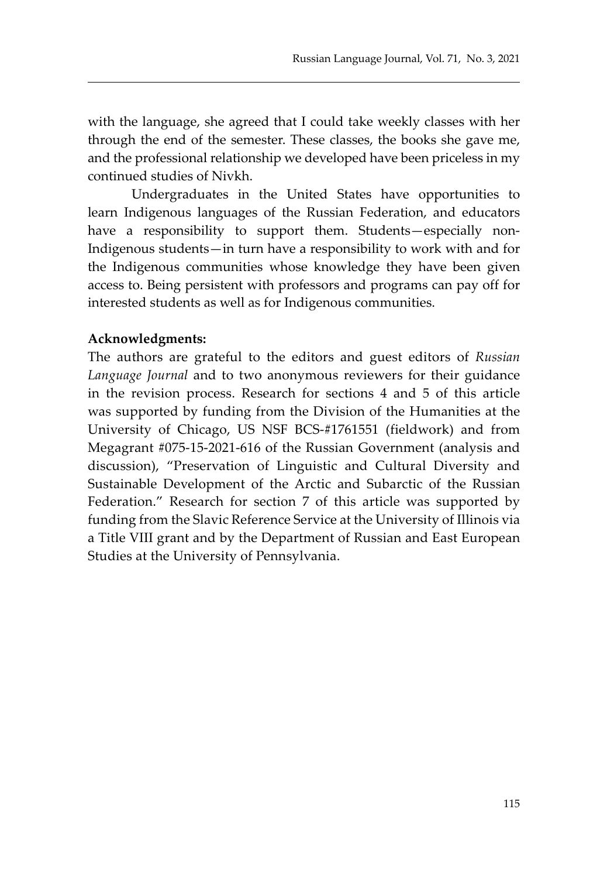with the language, she agreed that I could take weekly classes with her through the end of the semester. These classes, the books she gave me, and the professional relationship we developed have been priceless in my continued studies of Nivkh.

Undergraduates in the United States have opportunities to learn Indigenous languages of the Russian Federation, and educators have a responsibility to support them. Students—especially non-Indigenous students—in turn have a responsibility to work with and for the Indigenous communities whose knowledge they have been given access to. Being persistent with professors and programs can pay off for interested students as well as for Indigenous communities.

**Acknowledgments:**

The authors are grateful to the editors and guest editors of *Russian Language Journal* and to two anonymous reviewers for their guidance in the revision process. Research for sections 4 and 5 of this article was supported by funding from the Division of the Humanities at the University of Chicago, US NSF BCS-#1761551 (fieldwork) and from Megagrant #075-15-2021-616 of the Russian Government (analysis and discussion), "Preservation of Linguistic and Cultural Diversity and Sustainable Development of the Arctic and Subarctic of the Russian Federation." Research for section 7 of this article was supported by funding from the Slavic Reference Service at the University of Illinois via a Title VIII grant and by the Department of Russian and East European Studies at the University of Pennsylvania.